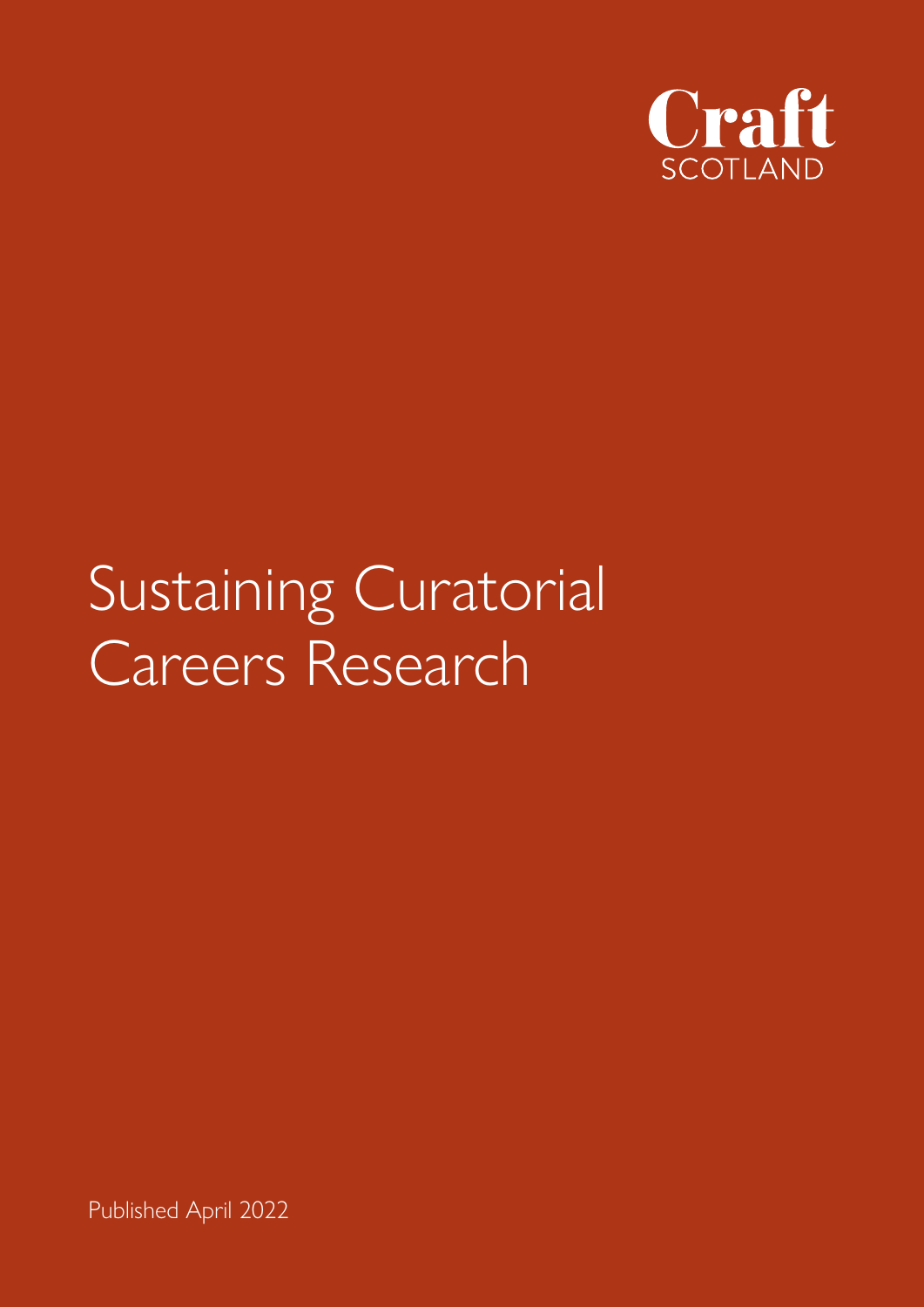Craft
SCOTLAND

# Sustaining Curatorial Careers Research

Published April 2022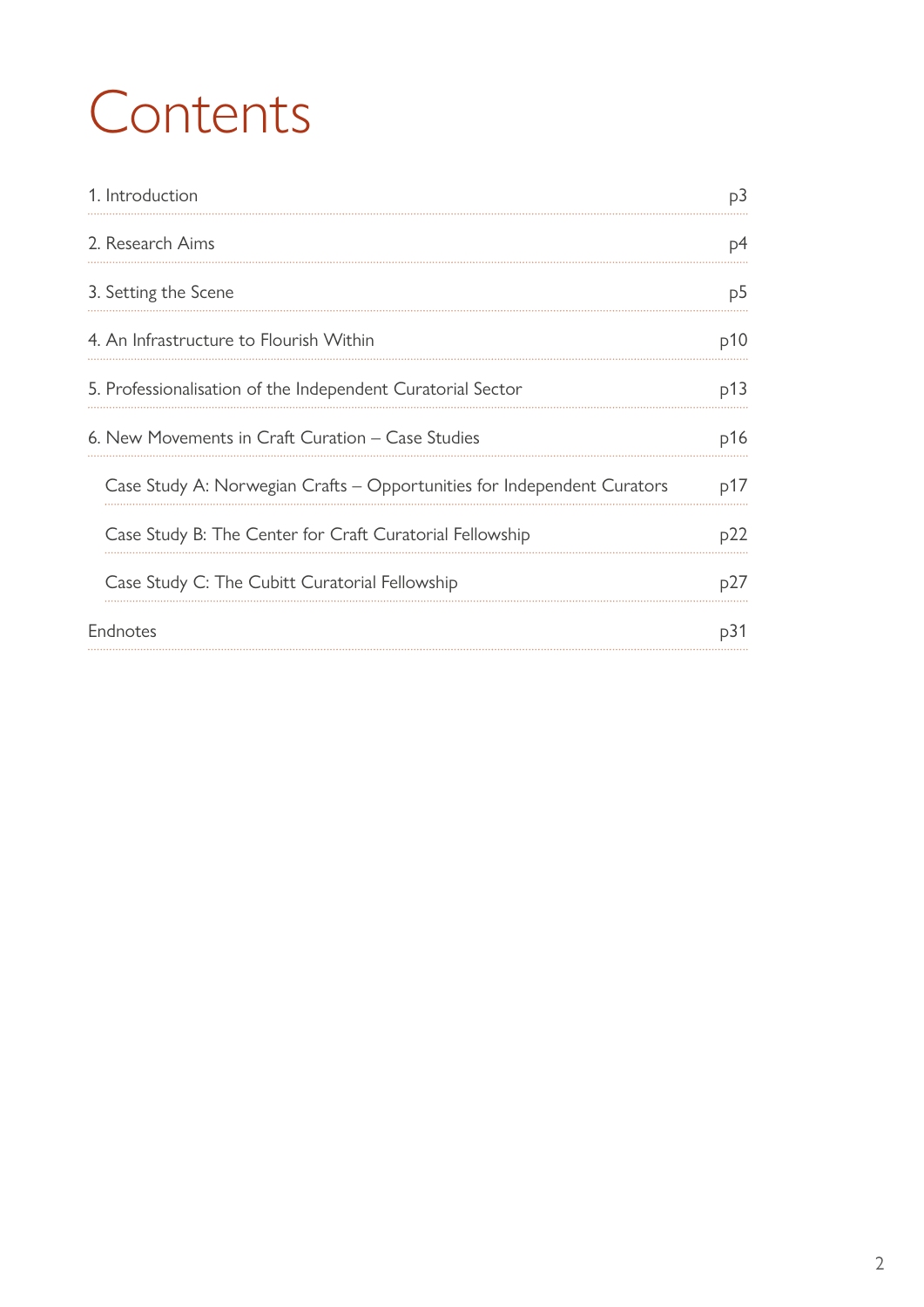# Contents

| | |
|---|---|
| 1. Introduction | p3 |
| 2. Research Aims | p4 |
| 3. Setting the Scene | p5 |
| 4. An Infrastructure to Flourish Within | p10 |
| 5. Professionalisation of the Independent Curatorial Sector | p13 |
| 6. New Movements in Craft Curation – Case Studies | p16 |
| Case Study A: Norwegian Crafts – Opportunities for Independent Curators | p17 |
| Case Study B: The Center for Craft Curatorial Fellowship | p22 |
| Case Study C: The Cubitt Curatorial Fellowship | p27 |
| Endnotes | p31 |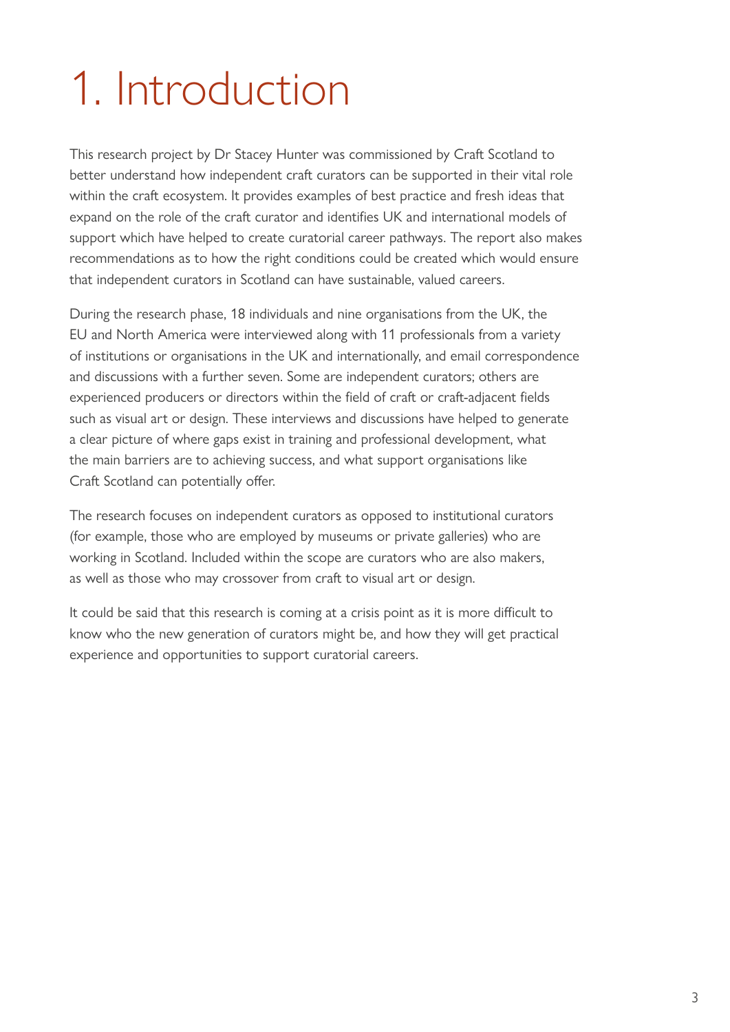# 1. Introduction

This research project by Dr Stacey Hunter was commissioned by Craft Scotland to better understand how independent craft curators can be supported in their vital role within the craft ecosystem. It provides examples of best practice and fresh ideas that expand on the role of the craft curator and identifies UK and international models of support which have helped to create curatorial career pathways. The report also makes recommendations as to how the right conditions could be created which would ensure that independent curators in Scotland can have sustainable, valued careers.

During the research phase, 18 individuals and nine organisations from the UK, the EU and North America were interviewed along with 11 professionals from a variety of institutions or organisations in the UK and internationally, and email correspondence and discussions with a further seven. Some are independent curators; others are experienced producers or directors within the field of craft or craft-adjacent fields such as visual art or design. These interviews and discussions have helped to generate a clear picture of where gaps exist in training and professional development, what the main barriers are to achieving success, and what support organisations like Craft Scotland can potentially offer.

The research focuses on independent curators as opposed to institutional curators (for example, those who are employed by museums or private galleries) who are working in Scotland. Included within the scope are curators who are also makers, as well as those who may crossover from craft to visual art or design.

It could be said that this research is coming at a crisis point as it is more difficult to know who the new generation of curators might be, and how they will get practical experience and opportunities to support curatorial careers.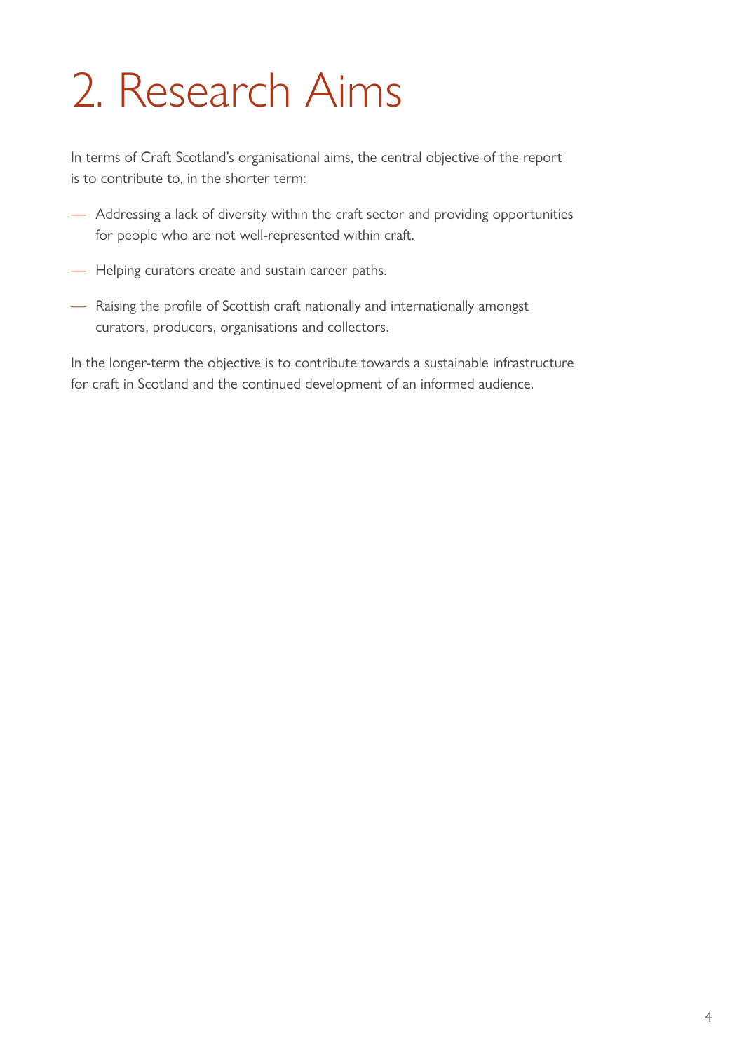# 2. Research Aims

In terms of Craft Scotland's organisational aims, the central objective of the report is to contribute to, in the shorter term:

- Addressing a lack of diversity within the craft sector and providing opportunities for people who are not well-represented within craft.
- Helping curators create and sustain career paths.
- Raising the profile of Scottish craft nationally and internationally amongst curators, producers, organisations and collectors.

In the longer-term the objective is to contribute towards a sustainable infrastructure for craft in Scotland and the continued development of an informed audience.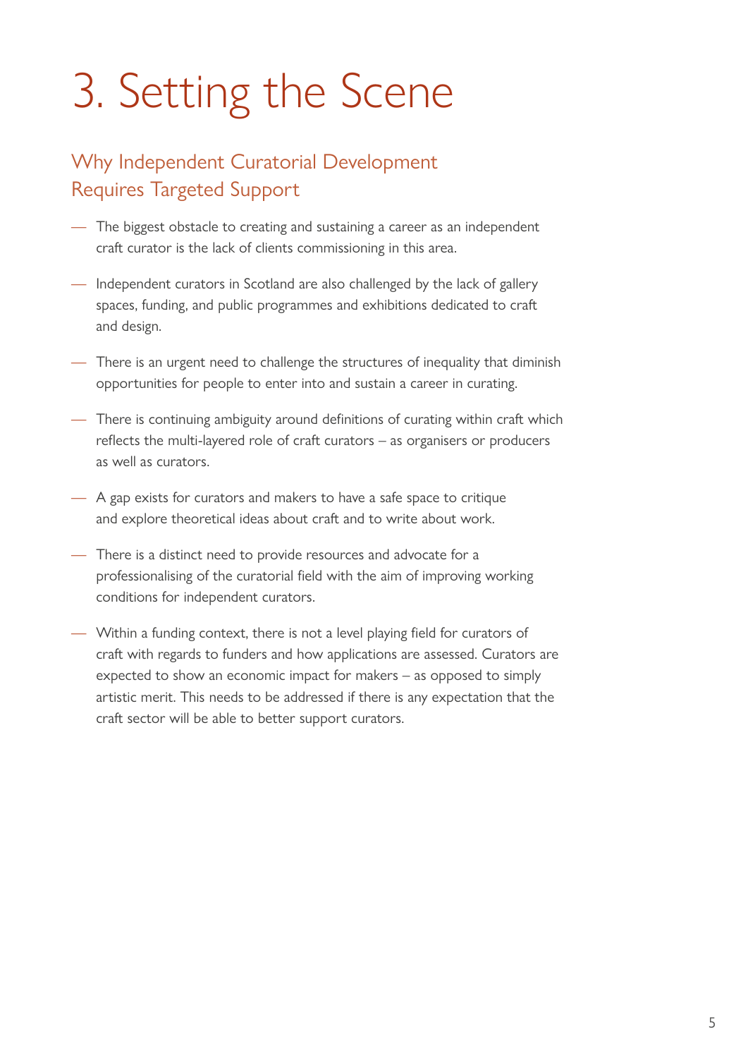# 3. Setting the Scene

## Why Independent Curatorial Development Requires Targeted Support

- The biggest obstacle to creating and sustaining a career as an independent craft curator is the lack of clients commissioning in this area.
- Independent curators in Scotland are also challenged by the lack of gallery spaces, funding, and public programmes and exhibitions dedicated to craft and design.
- There is an urgent need to challenge the structures of inequality that diminish opportunities for people to enter into and sustain a career in curating.
- There is continuing ambiguity around definitions of curating within craft which reflects the multi-layered role of craft curators – as organisers or producers as well as curators.
- A gap exists for curators and makers to have a safe space to critique and explore theoretical ideas about craft and to write about work.
- There is a distinct need to provide resources and advocate for a professionalising of the curatorial field with the aim of improving working conditions for independent curators.
- Within a funding context, there is not a level playing field for curators of craft with regards to funders and how applications are assessed. Curators are expected to show an economic impact for makers – as opposed to simply artistic merit. This needs to be addressed if there is any expectation that the craft sector will be able to better support curators.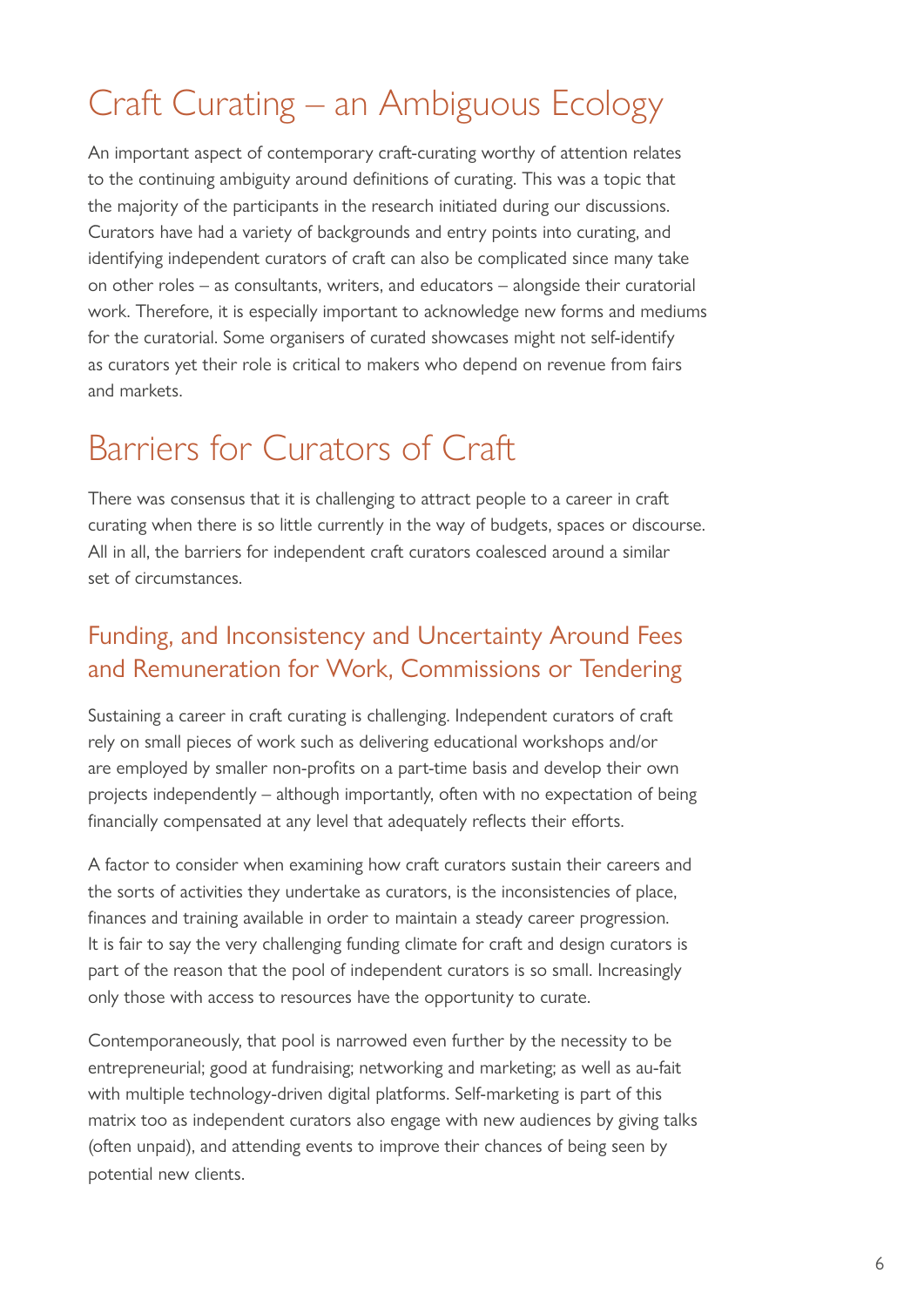## Craft Curating – an Ambiguous Ecology

An important aspect of contemporary craft-curating worthy of attention relates to the continuing ambiguity around definitions of curating. This was a topic that the majority of the participants in the research initiated during our discussions. Curators have had a variety of backgrounds and entry points into curating, and identifying independent curators of craft can also be complicated since many take on other roles – as consultants, writers, and educators – alongside their curatorial work. Therefore, it is especially important to acknowledge new forms and mediums for the curatorial. Some organisers of curated showcases might not self-identify as curators yet their role is critical to makers who depend on revenue from fairs and markets.

## Barriers for Curators of Craft

There was consensus that it is challenging to attract people to a career in craft curating when there is so little currently in the way of budgets, spaces or discourse. All in all, the barriers for independent craft curators coalesced around a similar set of circumstances.

### Funding, and Inconsistency and Uncertainty Around Fees and Remuneration for Work, Commissions or Tendering

Sustaining a career in craft curating is challenging. Independent curators of craft rely on small pieces of work such as delivering educational workshops and/or are employed by smaller non-profits on a part-time basis and develop their own projects independently – although importantly, often with no expectation of being financially compensated at any level that adequately reflects their efforts.

A factor to consider when examining how craft curators sustain their careers and the sorts of activities they undertake as curators, is the inconsistencies of place, finances and training available in order to maintain a steady career progression. It is fair to say the very challenging funding climate for craft and design curators is part of the reason that the pool of independent curators is so small. Increasingly only those with access to resources have the opportunity to curate.

Contemporaneously, that pool is narrowed even further by the necessity to be entrepreneurial; good at fundraising; networking and marketing; as well as au-fait with multiple technology-driven digital platforms. Self-marketing is part of this matrix too as independent curators also engage with new audiences by giving talks (often unpaid), and attending events to improve their chances of being seen by potential new clients.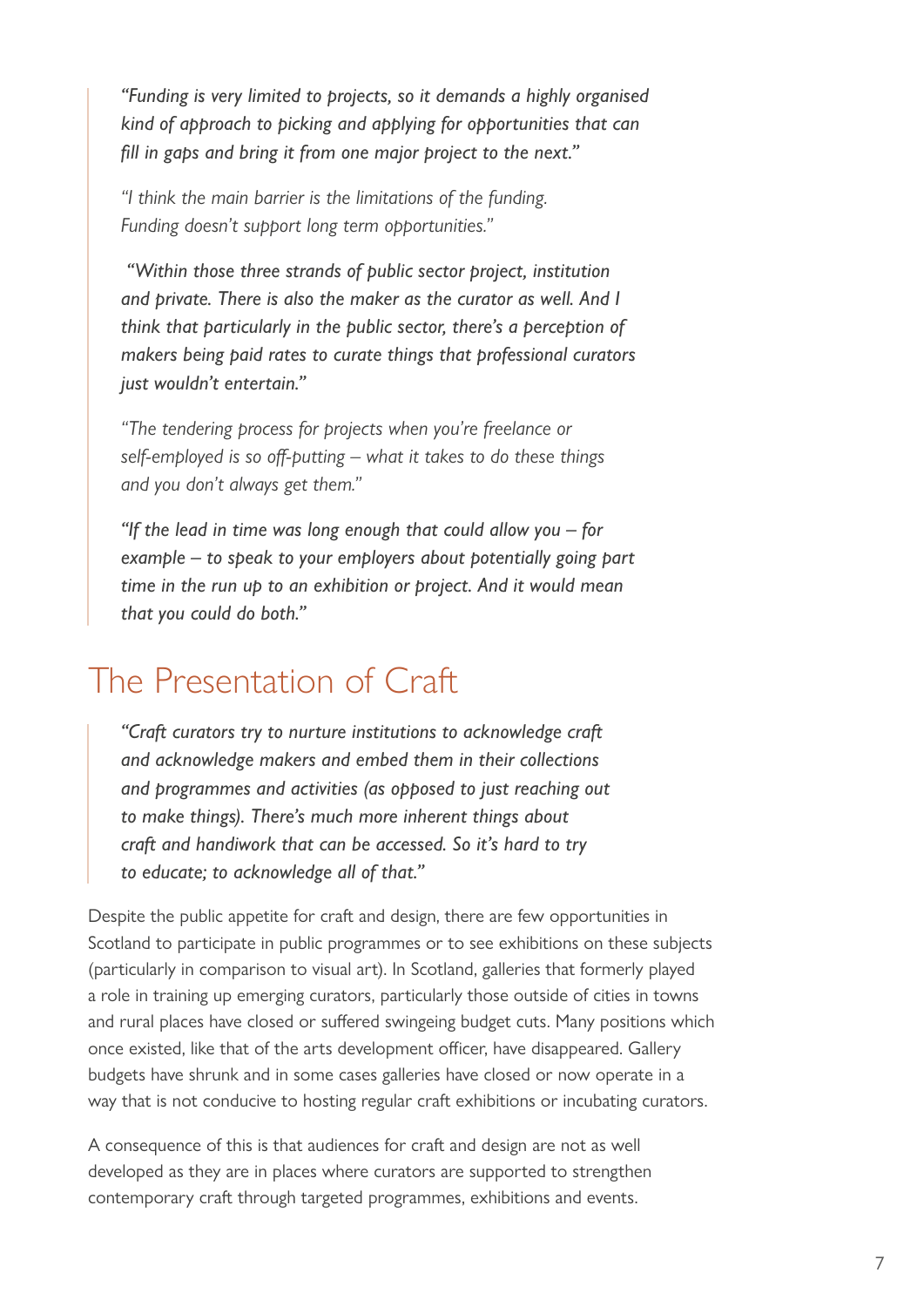> *"Funding is very limited to projects, so it demands a highly organised kind of approach to picking and applying for opportunities that can fill in gaps and bring it from one major project to the next."*
>
> *"I think the main barrier is the limitations of the funding. Funding doesn't support long term opportunities."*
>
> *"Within those three strands of public sector project, institution and private. There is also the maker as the curator as well. And I think that particularly in the public sector, there's a perception of makers being paid rates to curate things that professional curators just wouldn't entertain."*
>
> *"The tendering process for projects when you're freelance or self-employed is so off-putting – what it takes to do these things and you don't always get them."*
>
> *"If the lead in time was long enough that could allow you – for example – to speak to your employers about potentially going part time in the run up to an exhibition or project. And it would mean that you could do both."*

## The Presentation of Craft

> *"Craft curators try to nurture institutions to acknowledge craft and acknowledge makers and embed them in their collections and programmes and activities (as opposed to just reaching out to make things). There's much more inherent things about craft and handiwork that can be accessed. So it's hard to try to educate; to acknowledge all of that."*

Despite the public appetite for craft and design, there are few opportunities in Scotland to participate in public programmes or to see exhibitions on these subjects (particularly in comparison to visual art). In Scotland, galleries that formerly played a role in training up emerging curators, particularly those outside of cities in towns and rural places have closed or suffered swingeing budget cuts. Many positions which once existed, like that of the arts development officer, have disappeared. Gallery budgets have shrunk and in some cases galleries have closed or now operate in a way that is not conducive to hosting regular craft exhibitions or incubating curators.

A consequence of this is that audiences for craft and design are not as well developed as they are in places where curators are supported to strengthen contemporary craft through targeted programmes, exhibitions and events.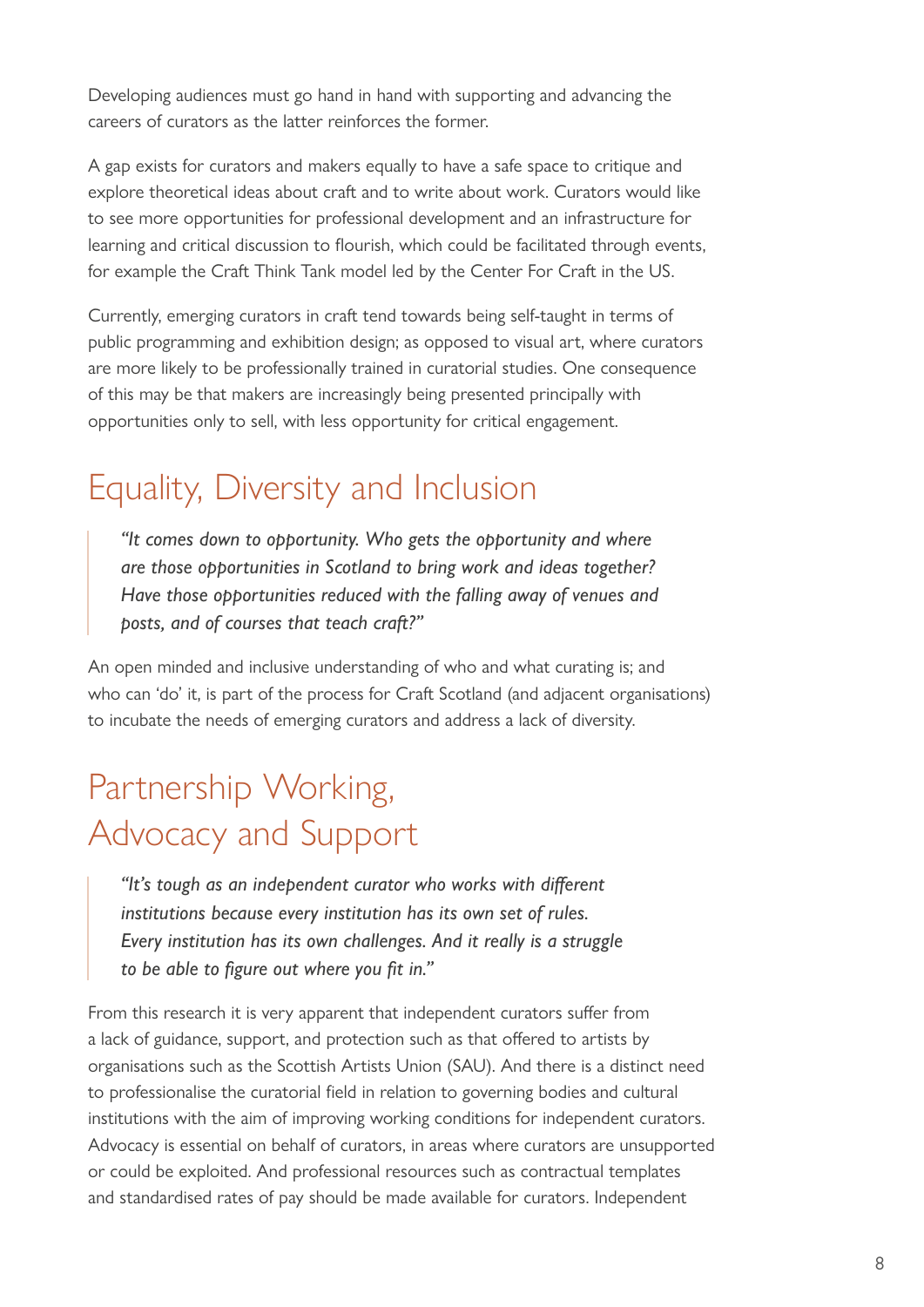Developing audiences must go hand in hand with supporting and advancing the careers of curators as the latter reinforces the former.

A gap exists for curators and makers equally to have a safe space to critique and explore theoretical ideas about craft and to write about work. Curators would like to see more opportunities for professional development and an infrastructure for learning and critical discussion to flourish, which could be facilitated through events, for example the Craft Think Tank model led by the Center For Craft in the US.

Currently, emerging curators in craft tend towards being self-taught in terms of public programming and exhibition design; as opposed to visual art, where curators are more likely to be professionally trained in curatorial studies. One consequence of this may be that makers are increasingly being presented principally with opportunities only to sell, with less opportunity for critical engagement.

## Equality, Diversity and Inclusion

> *"It comes down to opportunity. Who gets the opportunity and where are those opportunities in Scotland to bring work and ideas together? Have those opportunities reduced with the falling away of venues and posts, and of courses that teach craft?"*

An open minded and inclusive understanding of who and what curating is; and who can 'do' it, is part of the process for Craft Scotland (and adjacent organisations) to incubate the needs of emerging curators and address a lack of diversity.

## Partnership Working, Advocacy and Support

> *"It's tough as an independent curator who works with different institutions because every institution has its own set of rules. Every institution has its own challenges. And it really is a struggle to be able to figure out where you fit in."*

From this research it is very apparent that independent curators suffer from a lack of guidance, support, and protection such as that offered to artists by organisations such as the Scottish Artists Union (SAU). And there is a distinct need to professionalise the curatorial field in relation to governing bodies and cultural institutions with the aim of improving working conditions for independent curators. Advocacy is essential on behalf of curators, in areas where curators are unsupported or could be exploited. And professional resources such as contractual templates and standardised rates of pay should be made available for curators. Independent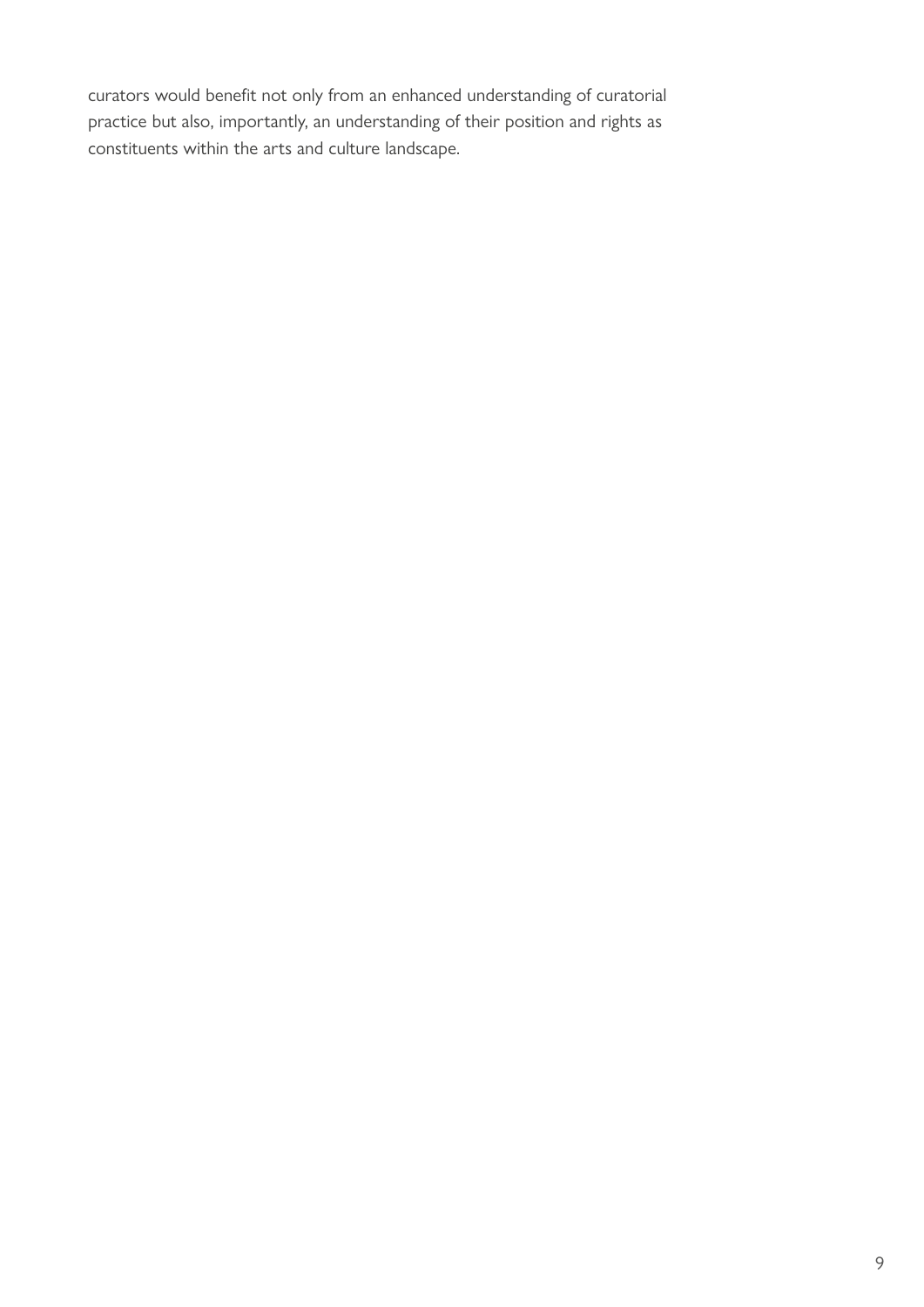curators would benefit not only from an enhanced understanding of curatorial practice but also, importantly, an understanding of their position and rights as constituents within the arts and culture landscape.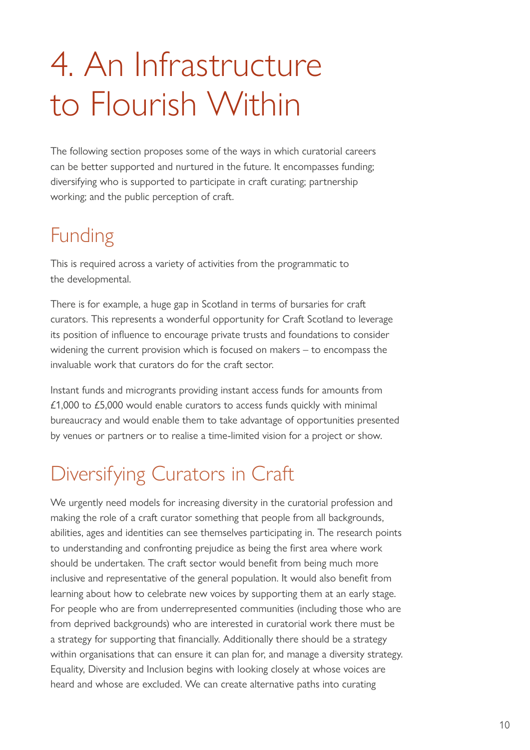# 4. An Infrastructure to Flourish Within

The following section proposes some of the ways in which curatorial careers can be better supported and nurtured in the future. It encompasses funding; diversifying who is supported to participate in craft curating; partnership working; and the public perception of craft.

## Funding

This is required across a variety of activities from the programmatic to the developmental.

There is for example, a huge gap in Scotland in terms of bursaries for craft curators. This represents a wonderful opportunity for Craft Scotland to leverage its position of influence to encourage private trusts and foundations to consider widening the current provision which is focused on makers – to encompass the invaluable work that curators do for the craft sector.

Instant funds and microgrants providing instant access funds for amounts from £1,000 to £5,000 would enable curators to access funds quickly with minimal bureaucracy and would enable them to take advantage of opportunities presented by venues or partners or to realise a time-limited vision for a project or show.

## Diversifying Curators in Craft

We urgently need models for increasing diversity in the curatorial profession and making the role of a craft curator something that people from all backgrounds, abilities, ages and identities can see themselves participating in. The research points to understanding and confronting prejudice as being the first area where work should be undertaken. The craft sector would benefit from being much more inclusive and representative of the general population. It would also benefit from learning about how to celebrate new voices by supporting them at an early stage. For people who are from underrepresented communities (including those who are from deprived backgrounds) who are interested in curatorial work there must be a strategy for supporting that financially. Additionally there should be a strategy within organisations that can ensure it can plan for, and manage a diversity strategy. Equality, Diversity and Inclusion begins with looking closely at whose voices are heard and whose are excluded. We can create alternative paths into curating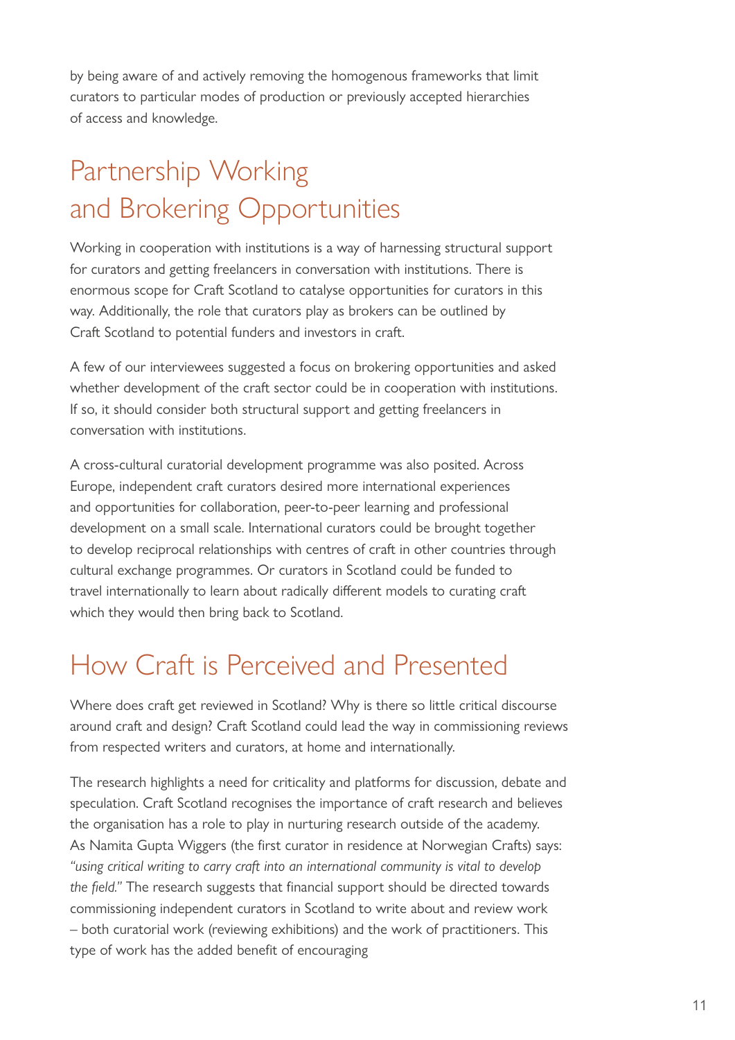by being aware of and actively removing the homogenous frameworks that limit curators to particular modes of production or previously accepted hierarchies of access and knowledge.

## Partnership Working and Brokering Opportunities

Working in cooperation with institutions is a way of harnessing structural support for curators and getting freelancers in conversation with institutions. There is enormous scope for Craft Scotland to catalyse opportunities for curators in this way. Additionally, the role that curators play as brokers can be outlined by Craft Scotland to potential funders and investors in craft.

A few of our interviewees suggested a focus on brokering opportunities and asked whether development of the craft sector could be in cooperation with institutions. If so, it should consider both structural support and getting freelancers in conversation with institutions.

A cross-cultural curatorial development programme was also posited. Across Europe, independent craft curators desired more international experiences and opportunities for collaboration, peer-to-peer learning and professional development on a small scale. International curators could be brought together to develop reciprocal relationships with centres of craft in other countries through cultural exchange programmes. Or curators in Scotland could be funded to travel internationally to learn about radically different models to curating craft which they would then bring back to Scotland.

## How Craft is Perceived and Presented

Where does craft get reviewed in Scotland? Why is there so little critical discourse around craft and design? Craft Scotland could lead the way in commissioning reviews from respected writers and curators, at home and internationally.

The research highlights a need for criticality and platforms for discussion, debate and speculation. Craft Scotland recognises the importance of craft research and believes the organisation has a role to play in nurturing research outside of the academy. As Namita Gupta Wiggers (the first curator in residence at Norwegian Crafts) says: *"using critical writing to carry craft into an international community is vital to develop the field."* The research suggests that financial support should be directed towards commissioning independent curators in Scotland to write about and review work – both curatorial work (reviewing exhibitions) and the work of practitioners. This type of work has the added benefit of encouraging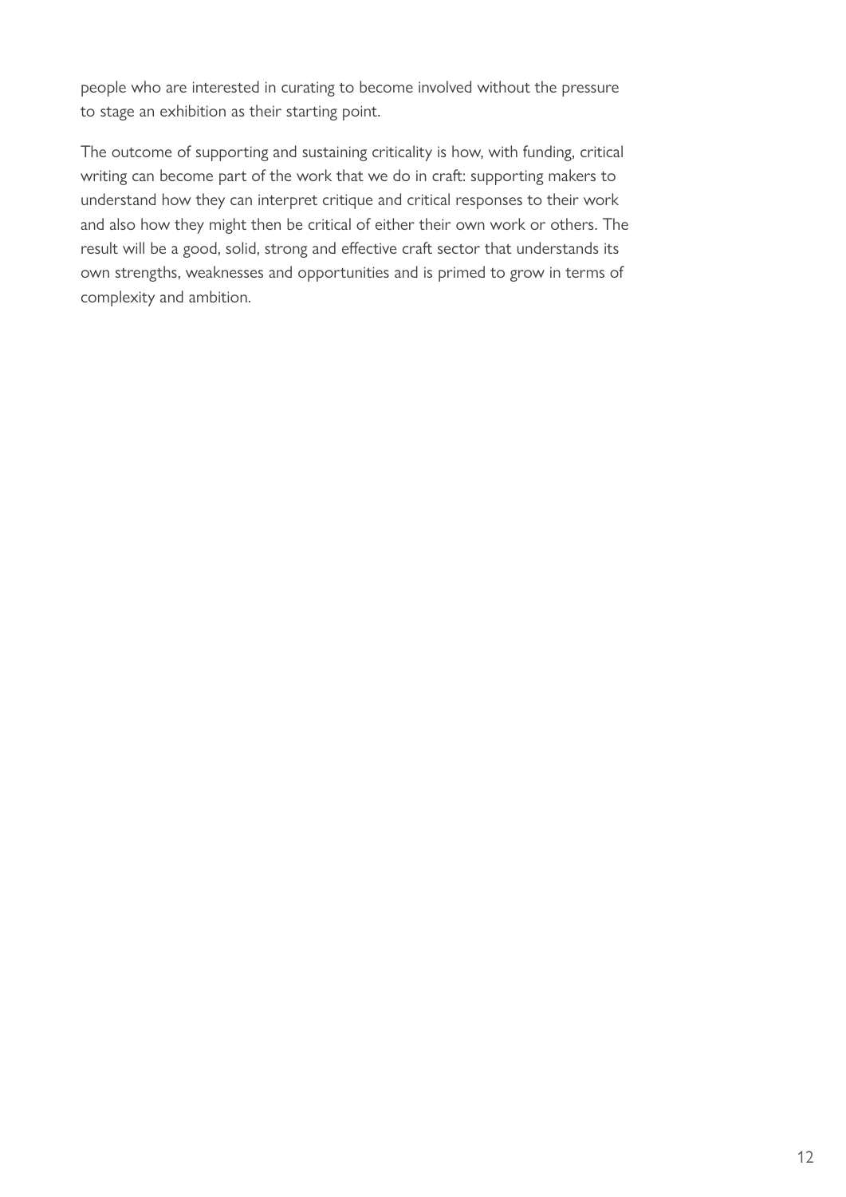people who are interested in curating to become involved without the pressure to stage an exhibition as their starting point.

The outcome of supporting and sustaining criticality is how, with funding, critical writing can become part of the work that we do in craft: supporting makers to understand how they can interpret critique and critical responses to their work and also how they might then be critical of either their own work or others. The result will be a good, solid, strong and effective craft sector that understands its own strengths, weaknesses and opportunities and is primed to grow in terms of complexity and ambition.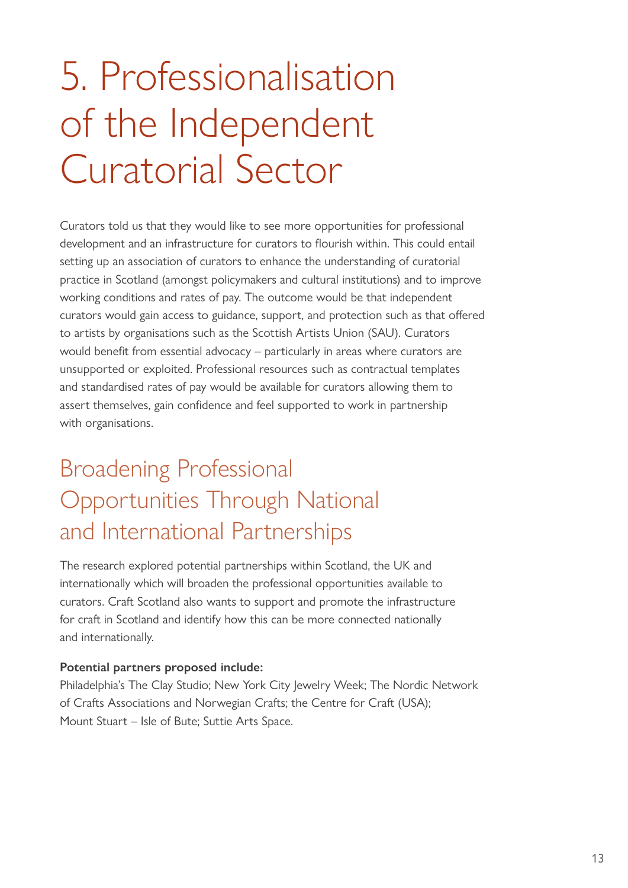# 5. Professionalisation of the Independent Curatorial Sector

Curators told us that they would like to see more opportunities for professional development and an infrastructure for curators to flourish within. This could entail setting up an association of curators to enhance the understanding of curatorial practice in Scotland (amongst policymakers and cultural institutions) and to improve working conditions and rates of pay. The outcome would be that independent curators would gain access to guidance, support, and protection such as that offered to artists by organisations such as the Scottish Artists Union (SAU). Curators would benefit from essential advocacy – particularly in areas where curators are unsupported or exploited. Professional resources such as contractual templates and standardised rates of pay would be available for curators allowing them to assert themselves, gain confidence and feel supported to work in partnership with organisations.

## Broadening Professional Opportunities Through National and International Partnerships

The research explored potential partnerships within Scotland, the UK and internationally which will broaden the professional opportunities available to curators. Craft Scotland also wants to support and promote the infrastructure for craft in Scotland and identify how this can be more connected nationally and internationally.

**Potential partners proposed include:**
Philadelphia's The Clay Studio; New York City Jewelry Week; The Nordic Network of Crafts Associations and Norwegian Crafts; the Centre for Craft (USA); Mount Stuart – Isle of Bute; Suttie Arts Space.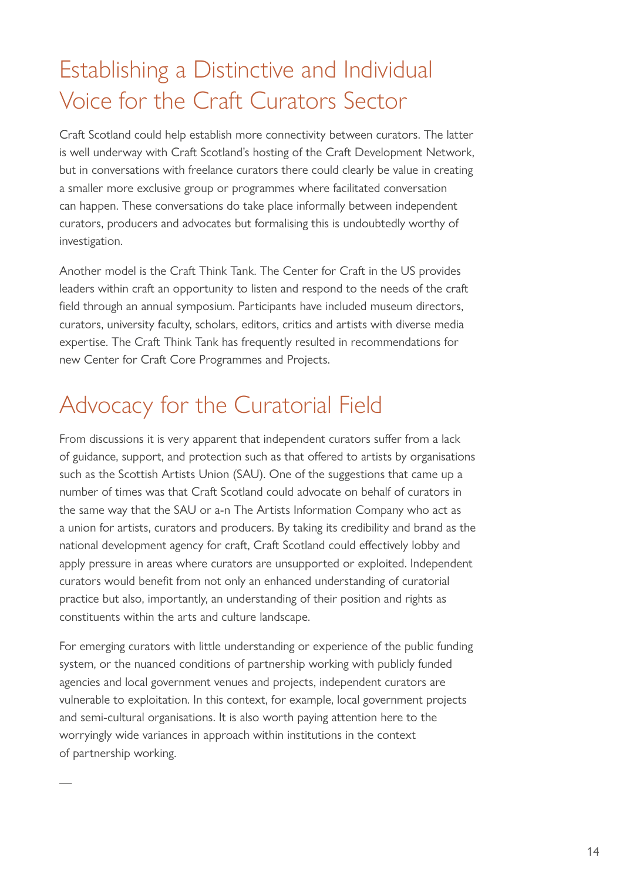## Establishing a Distinctive and Individual Voice for the Craft Curators Sector

Craft Scotland could help establish more connectivity between curators. The latter is well underway with Craft Scotland's hosting of the Craft Development Network, but in conversations with freelance curators there could clearly be value in creating a smaller more exclusive group or programmes where facilitated conversation can happen. These conversations do take place informally between independent curators, producers and advocates but formalising this is undoubtedly worthy of investigation.

Another model is the Craft Think Tank. The Center for Craft in the US provides leaders within craft an opportunity to listen and respond to the needs of the craft field through an annual symposium. Participants have included museum directors, curators, university faculty, scholars, editors, critics and artists with diverse media expertise. The Craft Think Tank has frequently resulted in recommendations for new Center for Craft Core Programmes and Projects.

## Advocacy for the Curatorial Field

From discussions it is very apparent that independent curators suffer from a lack of guidance, support, and protection such as that offered to artists by organisations such as the Scottish Artists Union (SAU). One of the suggestions that came up a number of times was that Craft Scotland could advocate on behalf of curators in the same way that the SAU or a-n The Artists Information Company who act as a union for artists, curators and producers. By taking its credibility and brand as the national development agency for craft, Craft Scotland could effectively lobby and apply pressure in areas where curators are unsupported or exploited. Independent curators would benefit from not only an enhanced understanding of curatorial practice but also, importantly, an understanding of their position and rights as constituents within the arts and culture landscape.

For emerging curators with little understanding or experience of the public funding system, or the nuanced conditions of partnership working with publicly funded agencies and local government venues and projects, independent curators are vulnerable to exploitation. In this context, for example, local government projects and semi-cultural organisations. It is also worth paying attention here to the worryingly wide variances in approach within institutions in the context of partnership working.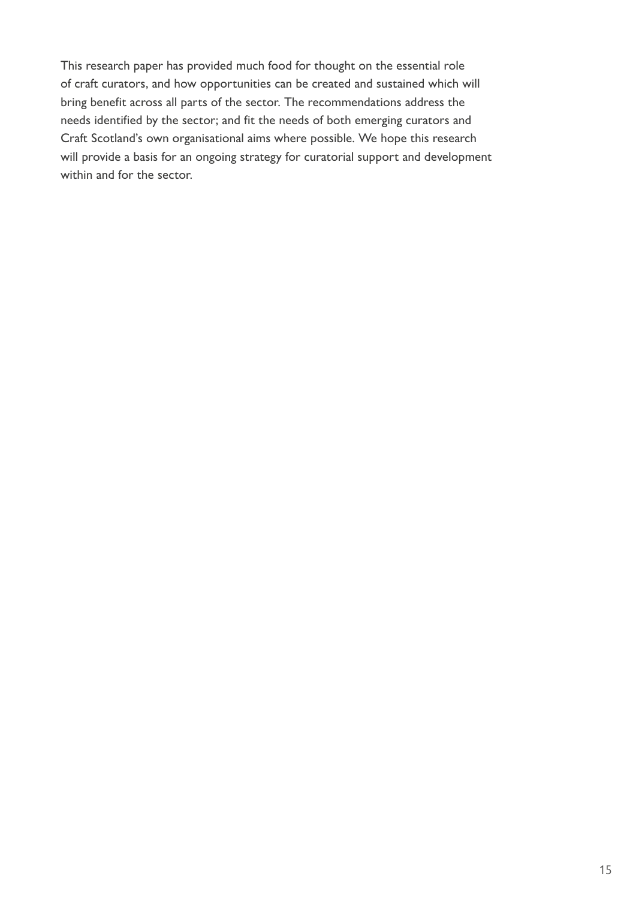This research paper has provided much food for thought on the essential role of craft curators, and how opportunities can be created and sustained which will bring benefit across all parts of the sector. The recommendations address the needs identified by the sector; and fit the needs of both emerging curators and Craft Scotland's own organisational aims where possible. We hope this research will provide a basis for an ongoing strategy for curatorial support and development within and for the sector.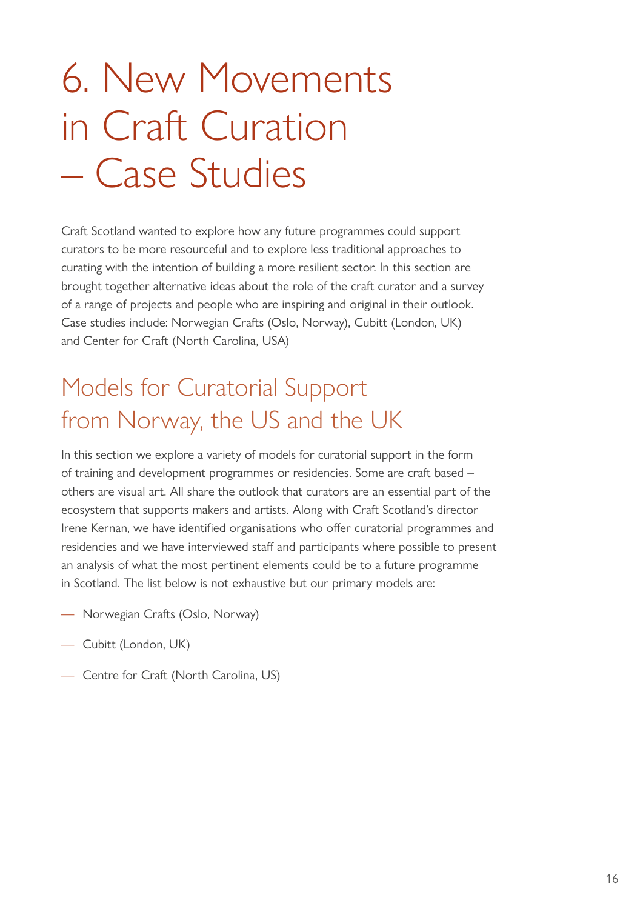# 6. New Movements in Craft Curation – Case Studies

Craft Scotland wanted to explore how any future programmes could support curators to be more resourceful and to explore less traditional approaches to curating with the intention of building a more resilient sector. In this section are brought together alternative ideas about the role of the craft curator and a survey of a range of projects and people who are inspiring and original in their outlook. Case studies include: Norwegian Crafts (Oslo, Norway), Cubitt (London, UK) and Center for Craft (North Carolina, USA)

## Models for Curatorial Support from Norway, the US and the UK

In this section we explore a variety of models for curatorial support in the form of training and development programmes or residencies. Some are craft based – others are visual art. All share the outlook that curators are an essential part of the ecosystem that supports makers and artists. Along with Craft Scotland's director Irene Kernan, we have identified organisations who offer curatorial programmes and residencies and we have interviewed staff and participants where possible to present an analysis of what the most pertinent elements could be to a future programme in Scotland. The list below is not exhaustive but our primary models are:

- Norwegian Crafts (Oslo, Norway)
- Cubitt (London, UK)
- Centre for Craft (North Carolina, US)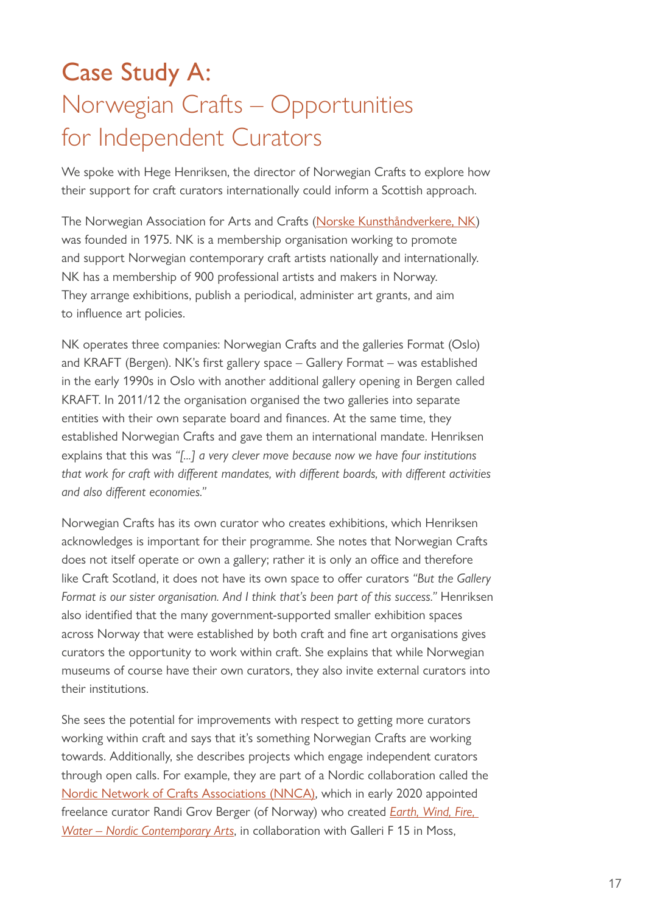# Case Study A: Norwegian Crafts – Opportunities for Independent Curators

We spoke with Hege Henriksen, the director of Norwegian Crafts to explore how their support for craft curators internationally could inform a Scottish approach.

The Norwegian Association for Arts and Crafts (Norske Kunsthåndverkere, NK) was founded in 1975. NK is a membership organisation working to promote and support Norwegian contemporary craft artists nationally and internationally. NK has a membership of 900 professional artists and makers in Norway. They arrange exhibitions, publish a periodical, administer art grants, and aim to influence art policies.

NK operates three companies: Norwegian Crafts and the galleries Format (Oslo) and KRAFT (Bergen). NK's first gallery space – Gallery Format – was established in the early 1990s in Oslo with another additional gallery opening in Bergen called KRAFT. In 2011/12 the organisation organised the two galleries into separate entities with their own separate board and finances. At the same time, they established Norwegian Crafts and gave them an international mandate. Henriksen explains that this was *"[...] a very clever move because now we have four institutions that work for craft with different mandates, with different boards, with different activities and also different economies."*

Norwegian Crafts has its own curator who creates exhibitions, which Henriksen acknowledges is important for their programme. She notes that Norwegian Crafts does not itself operate or own a gallery; rather it is only an office and therefore like Craft Scotland, it does not have its own space to offer curators *"But the Gallery Format is our sister organisation. And I think that's been part of this success."* Henriksen also identified that the many government-supported smaller exhibition spaces across Norway that were established by both craft and fine art organisations gives curators the opportunity to work within craft. She explains that while Norwegian museums of course have their own curators, they also invite external curators into their institutions.

She sees the potential for improvements with respect to getting more curators working within craft and says that it's something Norwegian Crafts are working towards. Additionally, she describes projects which engage independent curators through open calls. For example, they are part of a Nordic collaboration called the Nordic Network of Crafts Associations (NNCA), which in early 2020 appointed freelance curator Randi Grov Berger (of Norway) who created *Earth, Wind, Fire, Water – Nordic Contemporary Arts*, in collaboration with Galleri F 15 in Moss,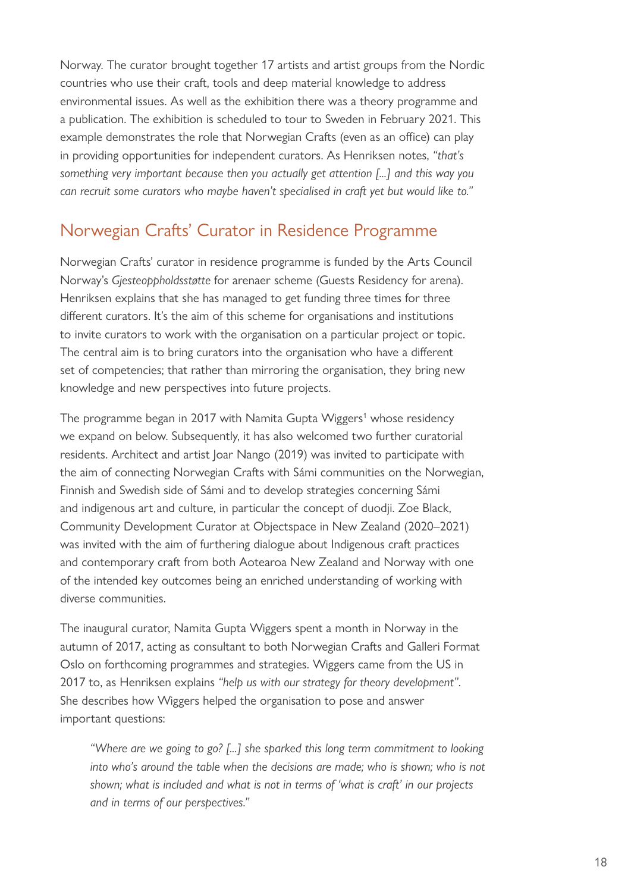Norway. The curator brought together 17 artists and artist groups from the Nordic countries who use their craft, tools and deep material knowledge to address environmental issues. As well as the exhibition there was a theory programme and a publication. The exhibition is scheduled to tour to Sweden in February 2021. This example demonstrates the role that Norwegian Crafts (even as an office) can play in providing opportunities for independent curators. As Henriksen notes, *"that's something very important because then you actually get attention [...] and this way you can recruit some curators who maybe haven't specialised in craft yet but would like to."*

## Norwegian Crafts' Curator in Residence Programme

Norwegian Crafts' curator in residence programme is funded by the Arts Council Norway's *Gjesteoppholdsstøtte* for arenaer scheme (Guests Residency for arena). Henriksen explains that she has managed to get funding three times for three different curators. It's the aim of this scheme for organisations and institutions to invite curators to work with the organisation on a particular project or topic. The central aim is to bring curators into the organisation who have a different set of competencies; that rather than mirroring the organisation, they bring new knowledge and new perspectives into future projects.

The programme began in 2017 with Namita Gupta Wiggers[1] whose residency we expand on below. Subsequently, it has also welcomed two further curatorial residents. Architect and artist Joar Nango (2019) was invited to participate with the aim of connecting Norwegian Crafts with Sámi communities on the Norwegian, Finnish and Swedish side of Sámi and to develop strategies concerning Sámi and indigenous art and culture, in particular the concept of duodji. Zoe Black, Community Development Curator at Objectspace in New Zealand (2020–2021) was invited with the aim of furthering dialogue about Indigenous craft practices and contemporary craft from both Aotearoa New Zealand and Norway with one of the intended key outcomes being an enriched understanding of working with diverse communities.

The inaugural curator, Namita Gupta Wiggers spent a month in Norway in the autumn of 2017, acting as consultant to both Norwegian Crafts and Galleri Format Oslo on forthcoming programmes and strategies. Wiggers came from the US in 2017 to, as Henriksen explains *"help us with our strategy for theory development"*. She describes how Wiggers helped the organisation to pose and answer important questions:

> *"Where are we going to go? [...] she sparked this long term commitment to looking into who's around the table when the decisions are made; who is shown; who is not shown; what is included and what is not in terms of 'what is craft' in our projects and in terms of our perspectives."*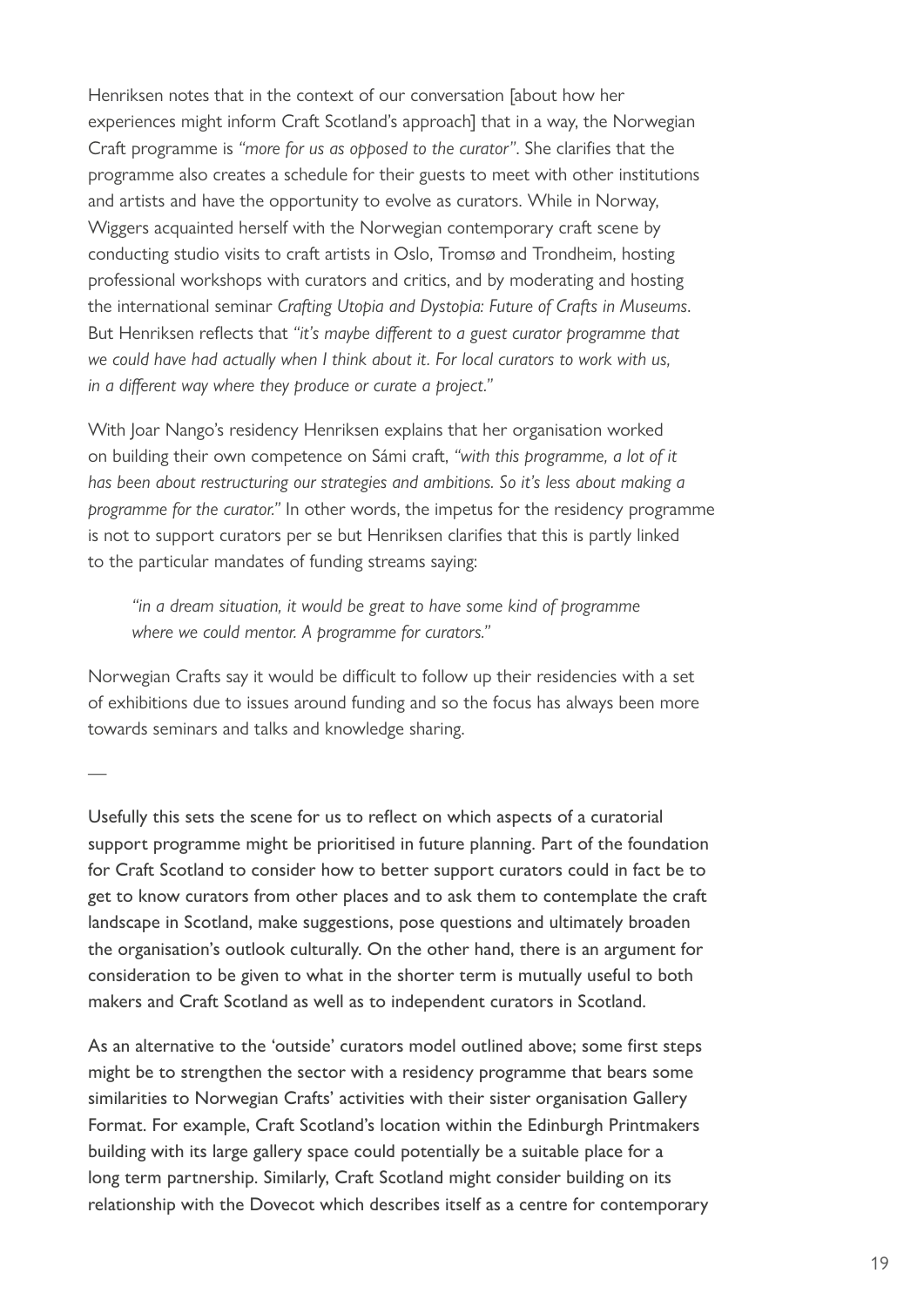Henriksen notes that in the context of our conversation [about how her experiences might inform Craft Scotland's approach] that in a way, the Norwegian Craft programme is *"more for us as opposed to the curator"*. She clarifies that the programme also creates a schedule for their guests to meet with other institutions and artists and have the opportunity to evolve as curators. While in Norway, Wiggers acquainted herself with the Norwegian contemporary craft scene by conducting studio visits to craft artists in Oslo, Tromsø and Trondheim, hosting professional workshops with curators and critics, and by moderating and hosting the international seminar *Crafting Utopia and Dystopia: Future of Crafts in Museums*. But Henriksen reflects that *"it's maybe different to a guest curator programme that we could have had actually when I think about it. For local curators to work with us, in a different way where they produce or curate a project."*

With Joar Nango's residency Henriksen explains that her organisation worked on building their own competence on Sámi craft, *"with this programme, a lot of it has been about restructuring our strategies and ambitions. So it's less about making a programme for the curator."* In other words, the impetus for the residency programme is not to support curators per se but Henriksen clarifies that this is partly linked to the particular mandates of funding streams saying:

> *"in a dream situation, it would be great to have some kind of programme where we could mentor. A programme for curators."*

Norwegian Crafts say it would be difficult to follow up their residencies with a set of exhibitions due to issues around funding and so the focus has always been more towards seminars and talks and knowledge sharing.

—

Usefully this sets the scene for us to reflect on which aspects of a curatorial support programme might be prioritised in future planning. Part of the foundation for Craft Scotland to consider how to better support curators could in fact be to get to know curators from other places and to ask them to contemplate the craft landscape in Scotland, make suggestions, pose questions and ultimately broaden the organisation's outlook culturally. On the other hand, there is an argument for consideration to be given to what in the shorter term is mutually useful to both makers and Craft Scotland as well as to independent curators in Scotland.

As an alternative to the 'outside' curators model outlined above; some first steps might be to strengthen the sector with a residency programme that bears some similarities to Norwegian Crafts' activities with their sister organisation Gallery Format. For example, Craft Scotland's location within the Edinburgh Printmakers building with its large gallery space could potentially be a suitable place for a long term partnership. Similarly, Craft Scotland might consider building on its relationship with the Dovecot which describes itself as a centre for contemporary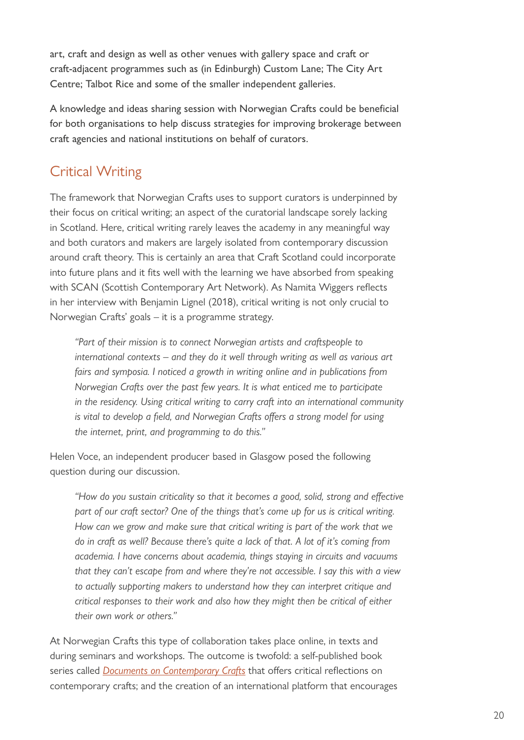art, craft and design as well as other venues with gallery space and craft or craft-adjacent programmes such as (in Edinburgh) Custom Lane; The City Art Centre; Talbot Rice and some of the smaller independent galleries.

A knowledge and ideas sharing session with Norwegian Crafts could be beneficial for both organisations to help discuss strategies for improving brokerage between craft agencies and national institutions on behalf of curators.

## Critical Writing

The framework that Norwegian Crafts uses to support curators is underpinned by their focus on critical writing; an aspect of the curatorial landscape sorely lacking in Scotland. Here, critical writing rarely leaves the academy in any meaningful way and both curators and makers are largely isolated from contemporary discussion around craft theory. This is certainly an area that Craft Scotland could incorporate into future plans and it fits well with the learning we have absorbed from speaking with SCAN (Scottish Contemporary Art Network). As Namita Wiggers reflects in her interview with Benjamin Lignel (2018), critical writing is not only crucial to Norwegian Crafts' goals – it is a programme strategy.

> *"Part of their mission is to connect Norwegian artists and craftspeople to international contexts – and they do it well through writing as well as various art fairs and symposia. I noticed a growth in writing online and in publications from Norwegian Crafts over the past few years. It is what enticed me to participate in the residency. Using critical writing to carry craft into an international community is vital to develop a field, and Norwegian Crafts offers a strong model for using the internet, print, and programming to do this."*

Helen Voce, an independent producer based in Glasgow posed the following question during our discussion.

> *"How do you sustain criticality so that it becomes a good, solid, strong and effective part of our craft sector? One of the things that's come up for us is critical writing. How can we grow and make sure that critical writing is part of the work that we do in craft as well? Because there's quite a lack of that. A lot of it's coming from academia. I have concerns about academia, things staying in circuits and vacuums that they can't escape from and where they're not accessible. I say this with a view to actually supporting makers to understand how they can interpret critique and critical responses to their work and also how they might then be critical of either their own work or others."*

At Norwegian Crafts this type of collaboration takes place online, in texts and during seminars and workshops. The outcome is twofold: a self-published book series called *Documents on Contemporary Crafts* that offers critical reflections on contemporary crafts; and the creation of an international platform that encourages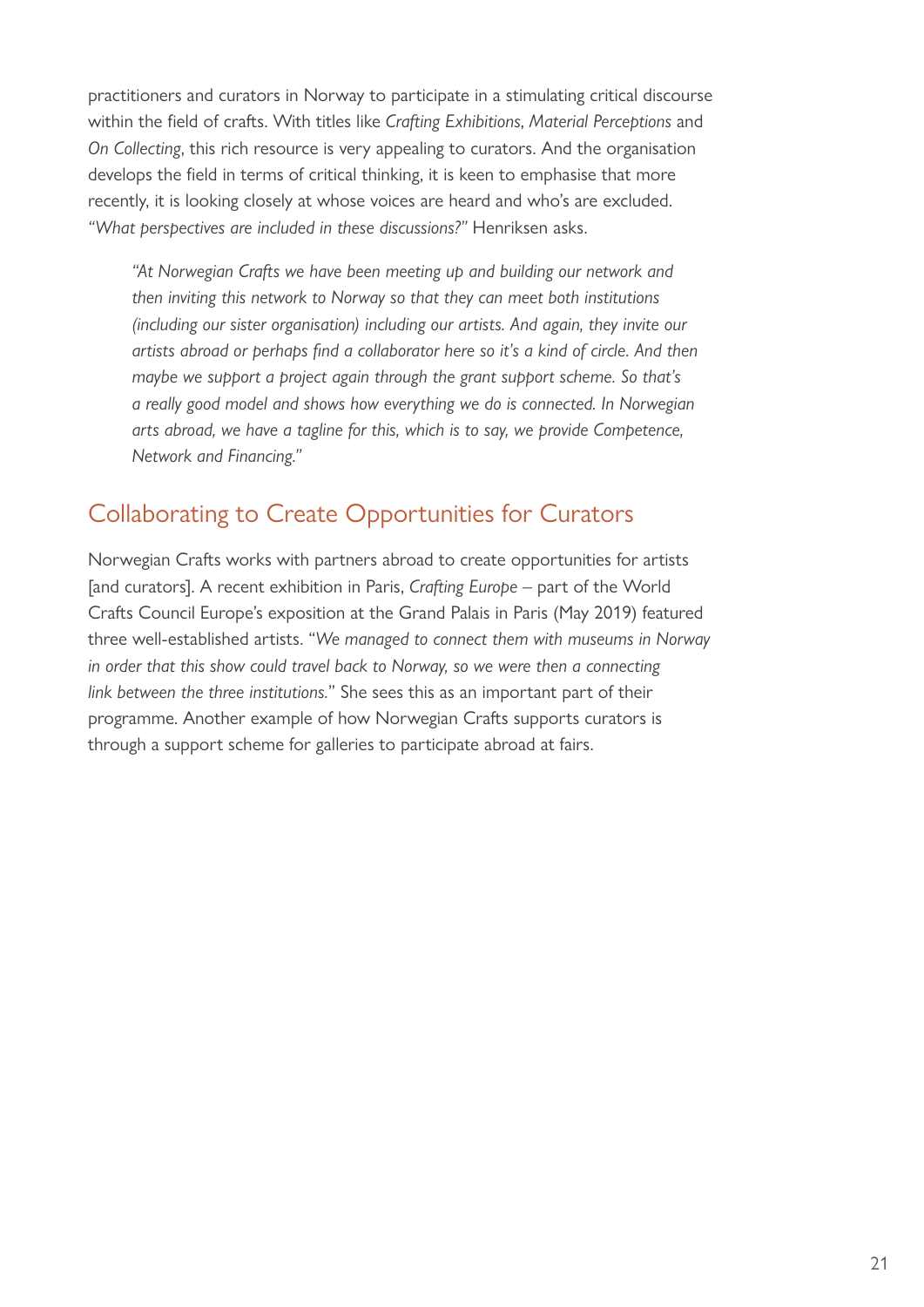practitioners and curators in Norway to participate in a stimulating critical discourse within the field of crafts. With titles like *Crafting Exhibitions*, *Material Perceptions* and *On Collecting*, this rich resource is very appealing to curators. And the organisation develops the field in terms of critical thinking, it is keen to emphasise that more recently, it is looking closely at whose voices are heard and who's are excluded. *"What perspectives are included in these discussions?"* Henriksen asks.

> *"At Norwegian Crafts we have been meeting up and building our network and then inviting this network to Norway so that they can meet both institutions (including our sister organisation) including our artists. And again, they invite our artists abroad or perhaps find a collaborator here so it's a kind of circle. And then maybe we support a project again through the grant support scheme. So that's a really good model and shows how everything we do is connected. In Norwegian arts abroad, we have a tagline for this, which is to say, we provide Competence, Network and Financing."*

## Collaborating to Create Opportunities for Curators

Norwegian Crafts works with partners abroad to create opportunities for artists [and curators]. A recent exhibition in Paris, *Crafting Europe* – part of the World Crafts Council Europe's exposition at the Grand Palais in Paris (May 2019) featured three well-established artists. "*We managed to connect them with museums in Norway in order that this show could travel back to Norway, so we were then a connecting link between the three institutions.*" She sees this as an important part of their programme. Another example of how Norwegian Crafts supports curators is through a support scheme for galleries to participate abroad at fairs.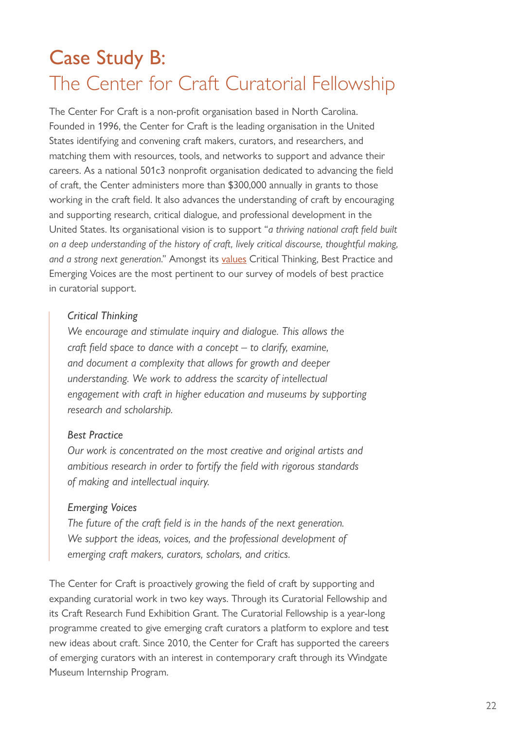# Case Study B:
## The Center for Craft Curatorial Fellowship

The Center For Craft is a non-profit organisation based in North Carolina. Founded in 1996, the Center for Craft is the leading organisation in the United States identifying and convening craft makers, curators, and researchers, and matching them with resources, tools, and networks to support and advance their careers. As a national 501c3 nonprofit organisation dedicated to advancing the field of craft, the Center administers more than $300,000 annually in grants to those working in the craft field. It also advances the understanding of craft by encouraging and supporting research, critical dialogue, and professional development in the United States. Its organisational vision is to support "*a thriving national craft field built on a deep understanding of the history of craft, lively critical discourse, thoughtful making, and a strong next generation.*" Amongst its values Critical Thinking, Best Practice and Emerging Voices are the most pertinent to our survey of models of best practice in curatorial support.

> *Critical Thinking*
> *We encourage and stimulate inquiry and dialogue. This allows the craft field space to dance with a concept – to clarify, examine, and document a complexity that allows for growth and deeper understanding. We work to address the scarcity of intellectual engagement with craft in higher education and museums by supporting research and scholarship.*
>
> *Best Practice*
> *Our work is concentrated on the most creative and original artists and ambitious research in order to fortify the field with rigorous standards of making and intellectual inquiry.*
>
> *Emerging Voices*
> *The future of the craft field is in the hands of the next generation. We support the ideas, voices, and the professional development of emerging craft makers, curators, scholars, and critics.*

The Center for Craft is proactively growing the field of craft by supporting and expanding curatorial work in two key ways. Through its Curatorial Fellowship and its Craft Research Fund Exhibition Grant. The Curatorial Fellowship is a year-long programme created to give emerging craft curators a platform to explore and test new ideas about craft. Since 2010, the Center for Craft has supported the careers of emerging curators with an interest in contemporary craft through its Windgate Museum Internship Program.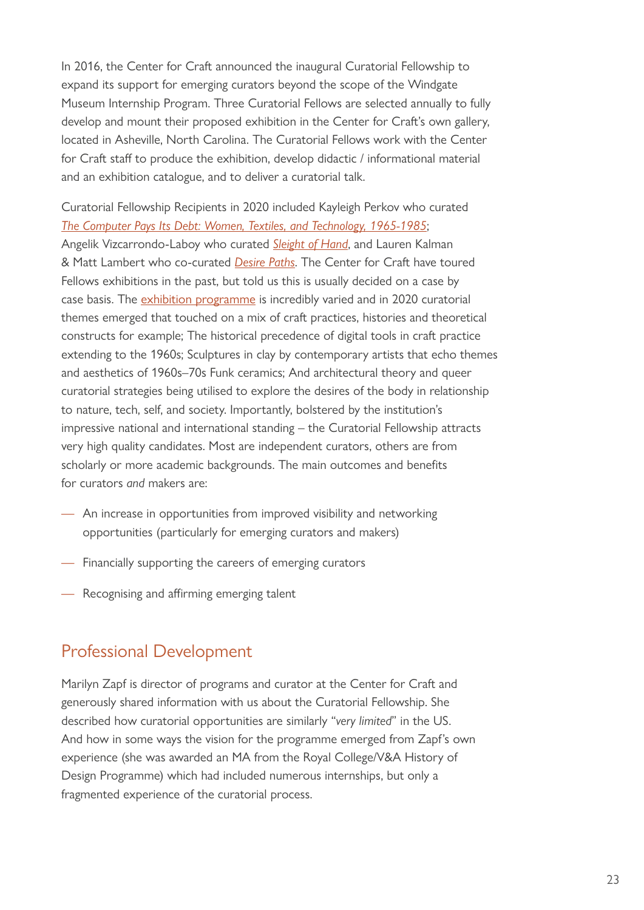In 2016, the Center for Craft announced the inaugural Curatorial Fellowship to expand its support for emerging curators beyond the scope of the Windgate Museum Internship Program. Three Curatorial Fellows are selected annually to fully develop and mount their proposed exhibition in the Center for Craft's own gallery, located in Asheville, North Carolina. The Curatorial Fellows work with the Center for Craft staff to produce the exhibition, develop didactic / informational material and an exhibition catalogue, and to deliver a curatorial talk.

Curatorial Fellowship Recipients in 2020 included Kayleigh Perkov who curated *The Computer Pays Its Debt: Women, Textiles, and Technology, 1965-1985*; Angelik Vizcarrondo-Laboy who curated *Sleight of Hand*, and Lauren Kalman & Matt Lambert who co-curated *Desire Paths*. The Center for Craft have toured Fellows exhibitions in the past, but told us this is usually decided on a case by case basis. The exhibition programme is incredibly varied and in 2020 curatorial themes emerged that touched on a mix of craft practices, histories and theoretical constructs for example; The historical precedence of digital tools in craft practice extending to the 1960s; Sculptures in clay by contemporary artists that echo themes and aesthetics of 1960s–70s Funk ceramics; And architectural theory and queer curatorial strategies being utilised to explore the desires of the body in relationship to nature, tech, self, and society. Importantly, bolstered by the institution's impressive national and international standing – the Curatorial Fellowship attracts very high quality candidates. Most are independent curators, others are from scholarly or more academic backgrounds. The main outcomes and benefits for curators *and* makers are:

- An increase in opportunities from improved visibility and networking opportunities (particularly for emerging curators and makers)
- Financially supporting the careers of emerging curators
- Recognising and affirming emerging talent

## Professional Development

Marilyn Zapf is director of programs and curator at the Center for Craft and generously shared information with us about the Curatorial Fellowship. She described how curatorial opportunities are similarly "*very limited*" in the US. And how in some ways the vision for the programme emerged from Zapf's own experience (she was awarded an MA from the Royal College/V&A History of Design Programme) which had included numerous internships, but only a fragmented experience of the curatorial process.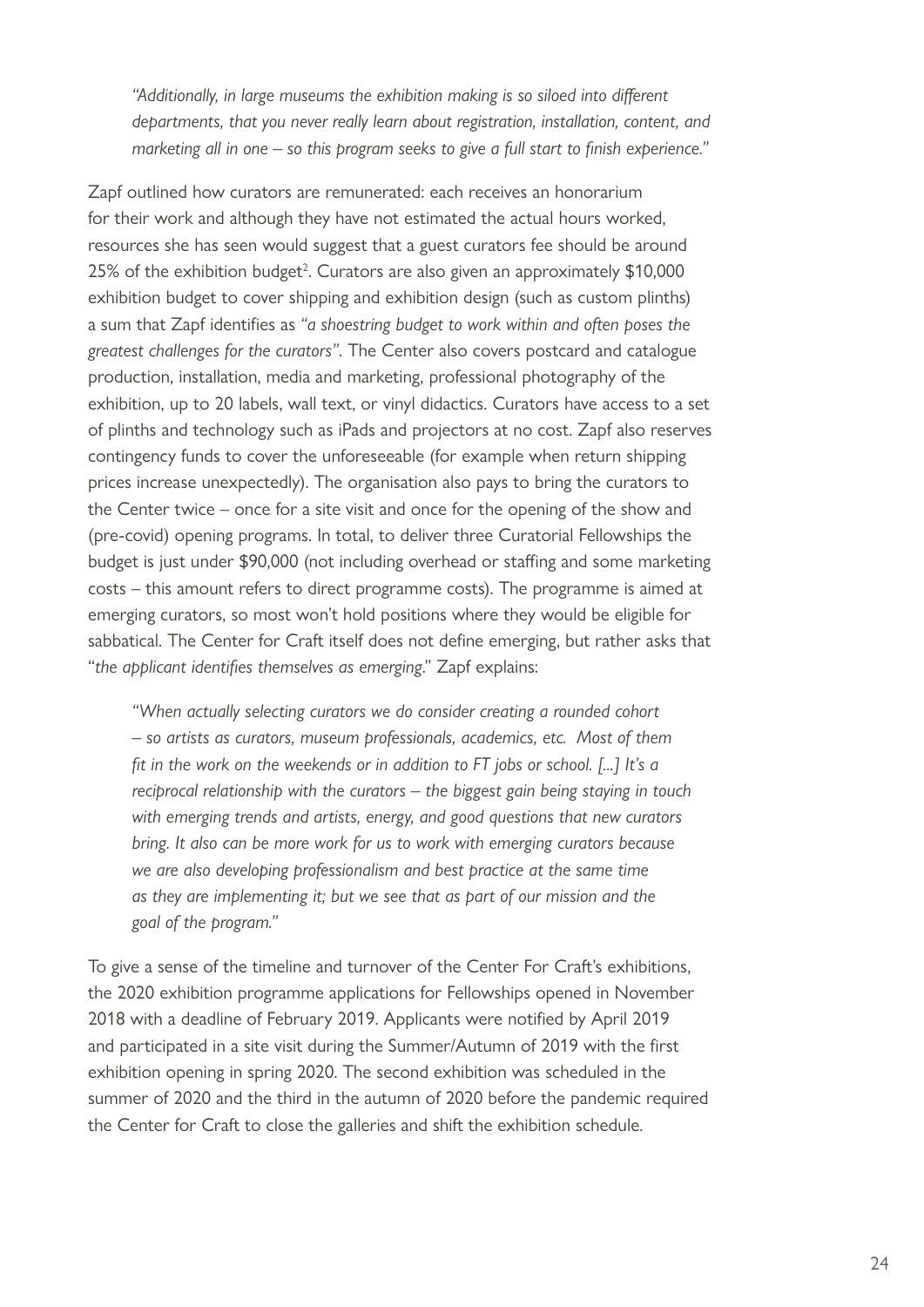> *"Additionally, in large museums the exhibition making is so siloed into different departments, that you never really learn about registration, installation, content, and marketing all in one – so this program seeks to give a full start to finish experience."*

Zapf outlined how curators are remunerated: each receives an honorarium for their work and although they have not estimated the actual hours worked, resources she has seen would suggest that a guest curators fee should be around 25% of the exhibition budget[2]. Curators are also given an approximately $10,000 exhibition budget to cover shipping and exhibition design (such as custom plinths) a sum that Zapf identifies as *"a shoestring budget to work within and often poses the greatest challenges for the curators"*. The Center also covers postcard and catalogue production, installation, media and marketing, professional photography of the exhibition, up to 20 labels, wall text, or vinyl didactics. Curators have access to a set of plinths and technology such as iPads and projectors at no cost. Zapf also reserves contingency funds to cover the unforeseeable (for example when return shipping prices increase unexpectedly). The organisation also pays to bring the curators to the Center twice – once for a site visit and once for the opening of the show and (pre-covid) opening programs. In total, to deliver three Curatorial Fellowships the budget is just under $90,000 (not including overhead or staffing and some marketing costs – this amount refers to direct programme costs). The programme is aimed at emerging curators, so most won't hold positions where they would be eligible for sabbatical. The Center for Craft itself does not define emerging, but rather asks that "*the applicant identifies themselves as emerging*." Zapf explains:

> *"When actually selecting curators we do consider creating a rounded cohort – so artists as curators, museum professionals, academics, etc. Most of them fit in the work on the weekends or in addition to FT jobs or school. [...] It's a reciprocal relationship with the curators – the biggest gain being staying in touch with emerging trends and artists, energy, and good questions that new curators bring. It also can be more work for us to work with emerging curators because we are also developing professionalism and best practice at the same time as they are implementing it; but we see that as part of our mission and the goal of the program."*

To give a sense of the timeline and turnover of the Center For Craft's exhibitions, the 2020 exhibition programme applications for Fellowships opened in November 2018 with a deadline of February 2019. Applicants were notified by April 2019 and participated in a site visit during the Summer/Autumn of 2019 with the first exhibition opening in spring 2020. The second exhibition was scheduled in the summer of 2020 and the third in the autumn of 2020 before the pandemic required the Center for Craft to close the galleries and shift the exhibition schedule.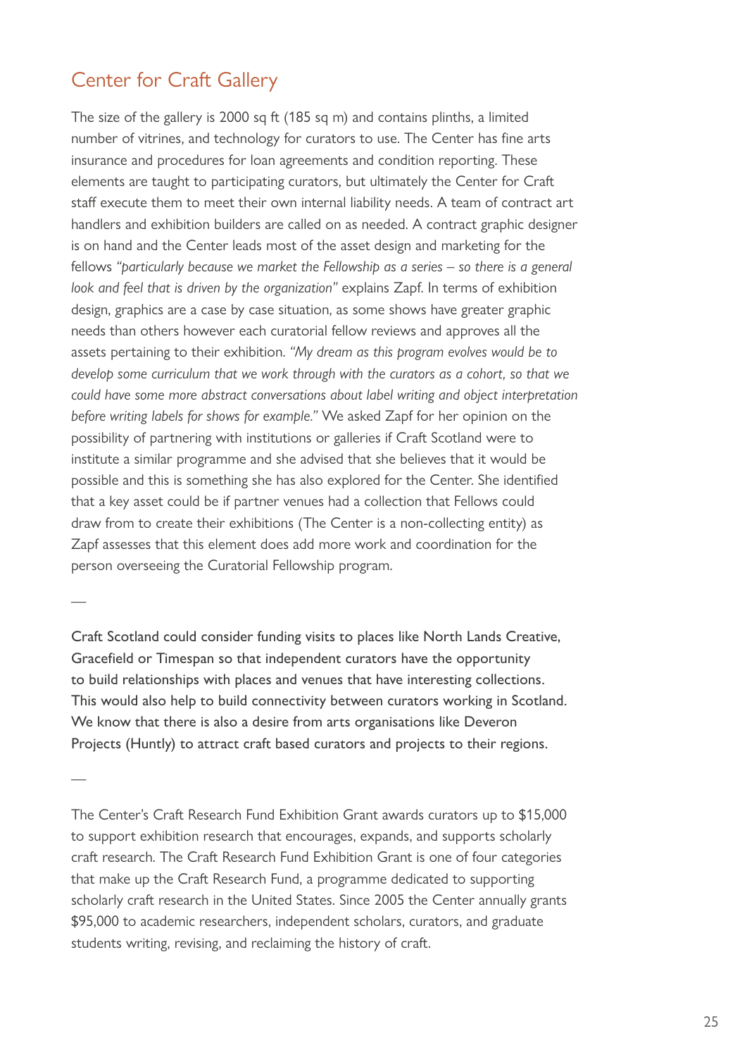## Center for Craft Gallery

The size of the gallery is 2000 sq ft (185 sq m) and contains plinths, a limited number of vitrines, and technology for curators to use. The Center has fine arts insurance and procedures for loan agreements and condition reporting. These elements are taught to participating curators, but ultimately the Center for Craft staff execute them to meet their own internal liability needs. A team of contract art handlers and exhibition builders are called on as needed. A contract graphic designer is on hand and the Center leads most of the asset design and marketing for the fellows *"particularly because we market the Fellowship as a series – so there is a general look and feel that is driven by the organization"* explains Zapf. In terms of exhibition design, graphics are a case by case situation, as some shows have greater graphic needs than others however each curatorial fellow reviews and approves all the assets pertaining to their exhibition. *"My dream as this program evolves would be to develop some curriculum that we work through with the curators as a cohort, so that we could have some more abstract conversations about label writing and object interpretation before writing labels for shows for example."* We asked Zapf for her opinion on the possibility of partnering with institutions or galleries if Craft Scotland were to institute a similar programme and she advised that she believes that it would be possible and this is something she has also explored for the Center. She identified that a key asset could be if partner venues had a collection that Fellows could draw from to create their exhibitions (The Center is a non-collecting entity) as Zapf assesses that this element does add more work and coordination for the person overseeing the Curatorial Fellowship program.

—

Craft Scotland could consider funding visits to places like North Lands Creative, Gracefield or Timespan so that independent curators have the opportunity to build relationships with places and venues that have interesting collections. This would also help to build connectivity between curators working in Scotland. We know that there is also a desire from arts organisations like Deveron Projects (Huntly) to attract craft based curators and projects to their regions.

—

The Center's Craft Research Fund Exhibition Grant awards curators up to $15,000 to support exhibition research that encourages, expands, and supports scholarly craft research. The Craft Research Fund Exhibition Grant is one of four categories that make up the Craft Research Fund, a programme dedicated to supporting scholarly craft research in the United States. Since 2005 the Center annually grants $95,000 to academic researchers, independent scholars, curators, and graduate students writing, revising, and reclaiming the history of craft.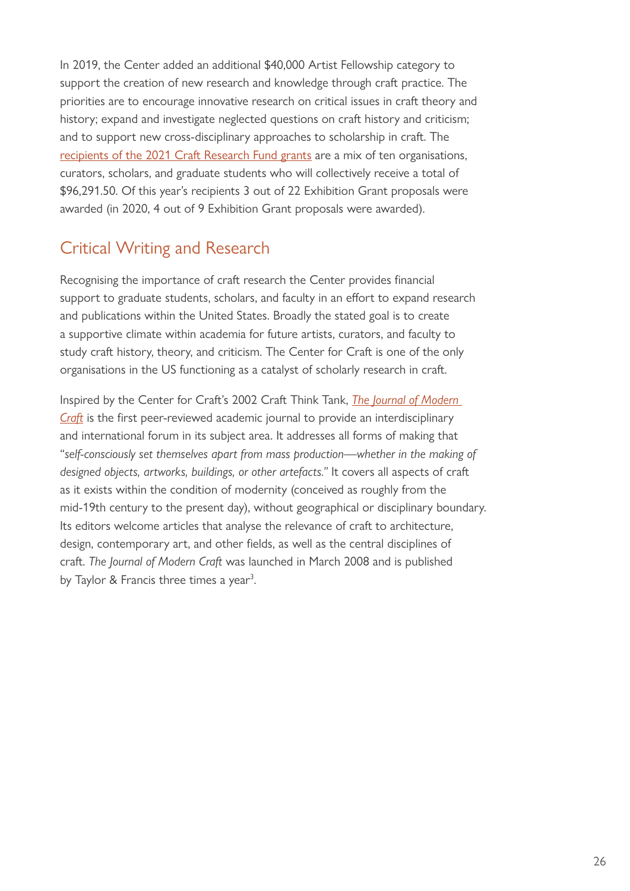In 2019, the Center added an additional $40,000 Artist Fellowship category to support the creation of new research and knowledge through craft practice. The priorities are to encourage innovative research on critical issues in craft theory and history; expand and investigate neglected questions on craft history and criticism; and to support new cross-disciplinary approaches to scholarship in craft. The recipients of the 2021 Craft Research Fund grants are a mix of ten organisations, curators, scholars, and graduate students who will collectively receive a total of $96,291.50. Of this year's recipients 3 out of 22 Exhibition Grant proposals were awarded (in 2020, 4 out of 9 Exhibition Grant proposals were awarded).

## Critical Writing and Research

Recognising the importance of craft research the Center provides financial support to graduate students, scholars, and faculty in an effort to expand research and publications within the United States. Broadly the stated goal is to create a supportive climate within academia for future artists, curators, and faculty to study craft history, theory, and criticism. The Center for Craft is one of the only organisations in the US functioning as a catalyst of scholarly research in craft.

Inspired by the Center for Craft's 2002 Craft Think Tank, *The Journal of Modern Craft* is the first peer-reviewed academic journal to provide an interdisciplinary and international forum in its subject area. It addresses all forms of making that "*self-consciously set themselves apart from mass production—whether in the making of designed objects, artworks, buildings, or other artefacts.*" It covers all aspects of craft as it exists within the condition of modernity (conceived as roughly from the mid-19th century to the present day), without geographical or disciplinary boundary. Its editors welcome articles that analyse the relevance of craft to architecture, design, contemporary art, and other fields, as well as the central disciplines of craft. *The Journal of Modern Craft* was launched in March 2008 and is published by Taylor & Francis three times a year[3].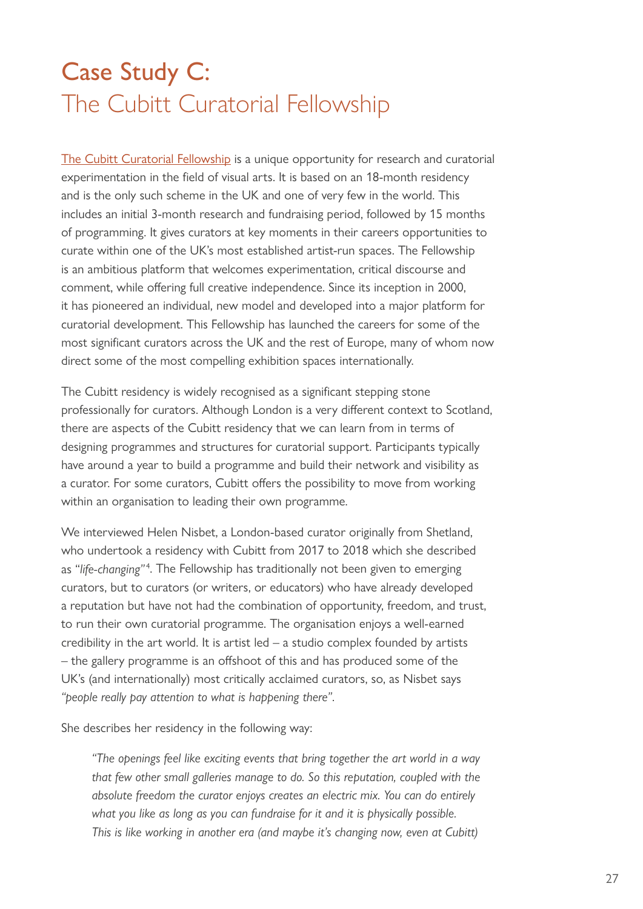# Case Study C: The Cubitt Curatorial Fellowship

The Cubitt Curatorial Fellowship is a unique opportunity for research and curatorial experimentation in the field of visual arts. It is based on an 18-month residency and is the only such scheme in the UK and one of very few in the world. This includes an initial 3-month research and fundraising period, followed by 15 months of programming. It gives curators at key moments in their careers opportunities to curate within one of the UK's most established artist-run spaces. The Fellowship is an ambitious platform that welcomes experimentation, critical discourse and comment, while offering full creative independence. Since its inception in 2000, it has pioneered an individual, new model and developed into a major platform for curatorial development. This Fellowship has launched the careers for some of the most significant curators across the UK and the rest of Europe, many of whom now direct some of the most compelling exhibition spaces internationally.

The Cubitt residency is widely recognised as a significant stepping stone professionally for curators. Although London is a very different context to Scotland, there are aspects of the Cubitt residency that we can learn from in terms of designing programmes and structures for curatorial support. Participants typically have around a year to build a programme and build their network and visibility as a curator. For some curators, Cubitt offers the possibility to move from working within an organisation to leading their own programme.

We interviewed Helen Nisbet, a London-based curator originally from Shetland, who undertook a residency with Cubitt from 2017 to 2018 which she described as "*life-changing*"[4]. The Fellowship has traditionally not been given to emerging curators, but to curators (or writers, or educators) who have already developed a reputation but have not had the combination of opportunity, freedom, and trust, to run their own curatorial programme. The organisation enjoys a well-earned credibility in the art world. It is artist led – a studio complex founded by artists – the gallery programme is an offshoot of this and has produced some of the UK's (and internationally) most critically acclaimed curators, so, as Nisbet says *"people really pay attention to what is happening there"*.

She describes her residency in the following way:

> *"The openings feel like exciting events that bring together the art world in a way that few other small galleries manage to do. So this reputation, coupled with the absolute freedom the curator enjoys creates an electric mix. You can do entirely what you like as long as you can fundraise for it and it is physically possible. This is like working in another era (and maybe it's changing now, even at Cubitt)*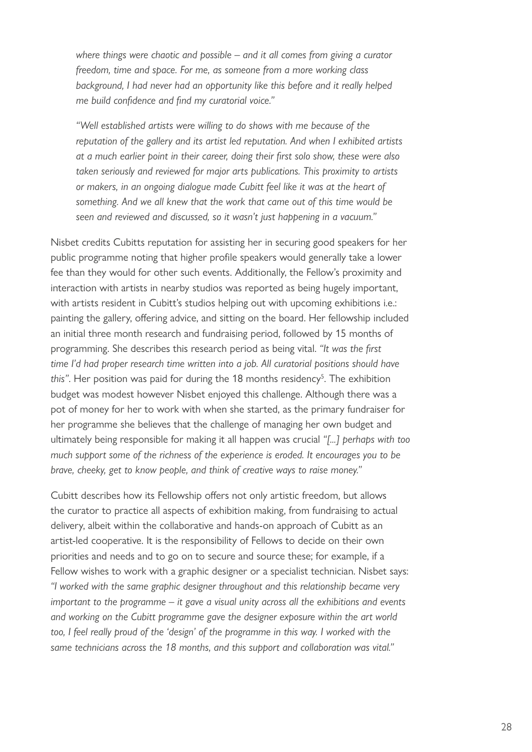*where things were chaotic and possible – and it all comes from giving a curator freedom, time and space. For me, as someone from a more working class background, I had never had an opportunity like this before and it really helped me build confidence and find my curatorial voice."*

*"Well established artists were willing to do shows with me because of the reputation of the gallery and its artist led reputation. And when I exhibited artists at a much earlier point in their career, doing their first solo show, these were also taken seriously and reviewed for major arts publications. This proximity to artists or makers, in an ongoing dialogue made Cubitt feel like it was at the heart of something. And we all knew that the work that came out of this time would be seen and reviewed and discussed, so it wasn't just happening in a vacuum."*

Nisbet credits Cubitts reputation for assisting her in securing good speakers for her public programme noting that higher profile speakers would generally take a lower fee than they would for other such events. Additionally, the Fellow's proximity and interaction with artists in nearby studios was reported as being hugely important, with artists resident in Cubitt's studios helping out with upcoming exhibitions i.e.: painting the gallery, offering advice, and sitting on the board. Her fellowship included an initial three month research and fundraising period, followed by 15 months of programming. She describes this research period as being vital. *"It was the first time I'd had proper research time written into a job. All curatorial positions should have this"*. Her position was paid for during the 18 months residency[5]. The exhibition budget was modest however Nisbet enjoyed this challenge. Although there was a pot of money for her to work with when she started, as the primary fundraiser for her programme she believes that the challenge of managing her own budget and ultimately being responsible for making it all happen was crucial *"[...] perhaps with too much support some of the richness of the experience is eroded. It encourages you to be brave, cheeky, get to know people, and think of creative ways to raise money."*

Cubitt describes how its Fellowship offers not only artistic freedom, but allows the curator to practice all aspects of exhibition making, from fundraising to actual delivery, albeit within the collaborative and hands-on approach of Cubitt as an artist-led cooperative. It is the responsibility of Fellows to decide on their own priorities and needs and to go on to secure and source these; for example, if a Fellow wishes to work with a graphic designer or a specialist technician. Nisbet says: *"I worked with the same graphic designer throughout and this relationship became very important to the programme – it gave a visual unity across all the exhibitions and events and working on the Cubitt programme gave the designer exposure within the art world too, I feel really proud of the 'design' of the programme in this way. I worked with the same technicians across the 18 months, and this support and collaboration was vital."*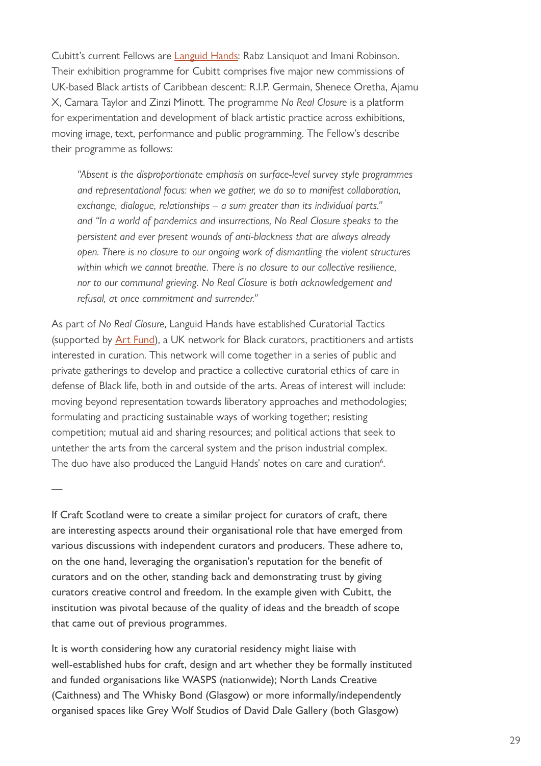Cubitt's current Fellows are Languid Hands: Rabz Lansiquot and Imani Robinson. Their exhibition programme for Cubitt comprises five major new commissions of UK-based Black artists of Caribbean descent: R.I.P. Germain, Shenece Oretha, Ajamu X, Camara Taylor and Zinzi Minott. The programme *No Real Closure* is a platform for experimentation and development of black artistic practice across exhibitions, moving image, text, performance and public programming. The Fellow's describe their programme as follows:

> *"Absent is the disproportionate emphasis on surface-level survey style programmes and representational focus: when we gather, we do so to manifest collaboration, exchange, dialogue, relationships – a sum greater than its individual parts." and "In a world of pandemics and insurrections, No Real Closure speaks to the persistent and ever present wounds of anti-blackness that are always already open. There is no closure to our ongoing work of dismantling the violent structures within which we cannot breathe. There is no closure to our collective resilience, nor to our communal grieving. No Real Closure is both acknowledgement and refusal, at once commitment and surrender."*

As part of *No Real Closure*, Languid Hands have established Curatorial Tactics (supported by Art Fund), a UK network for Black curators, practitioners and artists interested in curation. This network will come together in a series of public and private gatherings to develop and practice a collective curatorial ethics of care in defense of Black life, both in and outside of the arts. Areas of interest will include: moving beyond representation towards liberatory approaches and methodologies; formulating and practicing sustainable ways of working together; resisting competition; mutual aid and sharing resources; and political actions that seek to untether the arts from the carceral system and the prison industrial complex. The duo have also produced the Languid Hands' notes on care and curation[6].

—

If Craft Scotland were to create a similar project for curators of craft, there are interesting aspects around their organisational role that have emerged from various discussions with independent curators and producers. These adhere to, on the one hand, leveraging the organisation's reputation for the benefit of curators and on the other, standing back and demonstrating trust by giving curators creative control and freedom. In the example given with Cubitt, the institution was pivotal because of the quality of ideas and the breadth of scope that came out of previous programmes.

It is worth considering how any curatorial residency might liaise with well-established hubs for craft, design and art whether they be formally instituted and funded organisations like WASPS (nationwide); North Lands Creative (Caithness) and The Whisky Bond (Glasgow) or more informally/independently organised spaces like Grey Wolf Studios of David Dale Gallery (both Glasgow)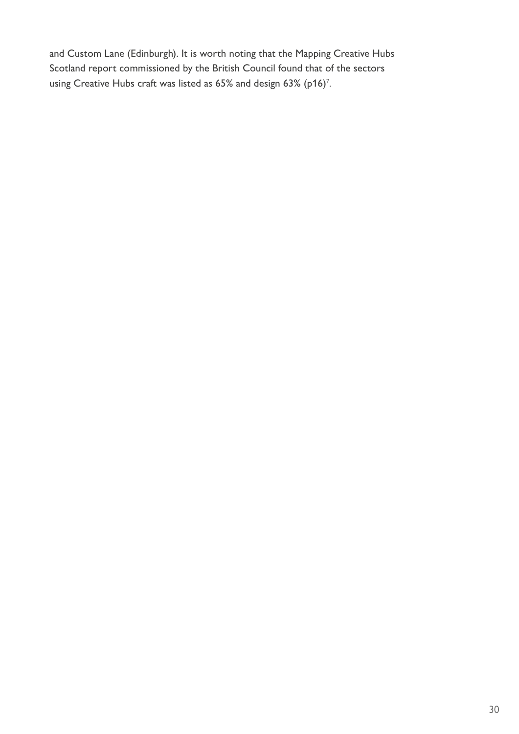and Custom Lane (Edinburgh). It is worth noting that the Mapping Creative Hubs Scotland report commissioned by the British Council found that of the sectors using Creative Hubs craft was listed as 65% and design 63% (p16)[7].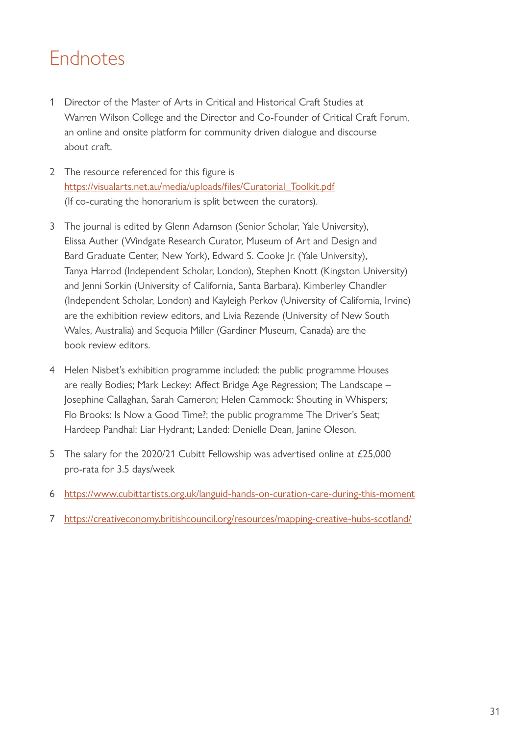# Endnotes

1. Director of the Master of Arts in Critical and Historical Craft Studies at Warren Wilson College and the Director and Co-Founder of Critical Craft Forum, an online and onsite platform for community driven dialogue and discourse about craft.

2. The resource referenced for this figure is https://visualarts.net.au/media/uploads/files/Curatorial_Toolkit.pdf (If co-curating the honorarium is split between the curators).

3. The journal is edited by Glenn Adamson (Senior Scholar, Yale University), Elissa Auther (Windgate Research Curator, Museum of Art and Design and Bard Graduate Center, New York), Edward S. Cooke Jr. (Yale University), Tanya Harrod (Independent Scholar, London), Stephen Knott (Kingston University) and Jenni Sorkin (University of California, Santa Barbara). Kimberley Chandler (Independent Scholar, London) and Kayleigh Perkov (University of California, Irvine) are the exhibition review editors, and Livia Rezende (University of New South Wales, Australia) and Sequoia Miller (Gardiner Museum, Canada) are the book review editors.

4. Helen Nisbet's exhibition programme included: the public programme Houses are really Bodies; Mark Leckey: Affect Bridge Age Regression; The Landscape – Josephine Callaghan, Sarah Cameron; Helen Cammock: Shouting in Whispers; Flo Brooks: Is Now a Good Time?; the public programme The Driver's Seat; Hardeep Pandhal: Liar Hydrant; Landed: Denielle Dean, Janine Oleson.

5. The salary for the 2020/21 Cubitt Fellowship was advertised online at £25,000 pro-rata for 3.5 days/week

6. https://www.cubittartists.org.uk/languid-hands-on-curation-care-during-this-moment

7. https://creativeconomy.britishcouncil.org/resources/mapping-creative-hubs-scotland/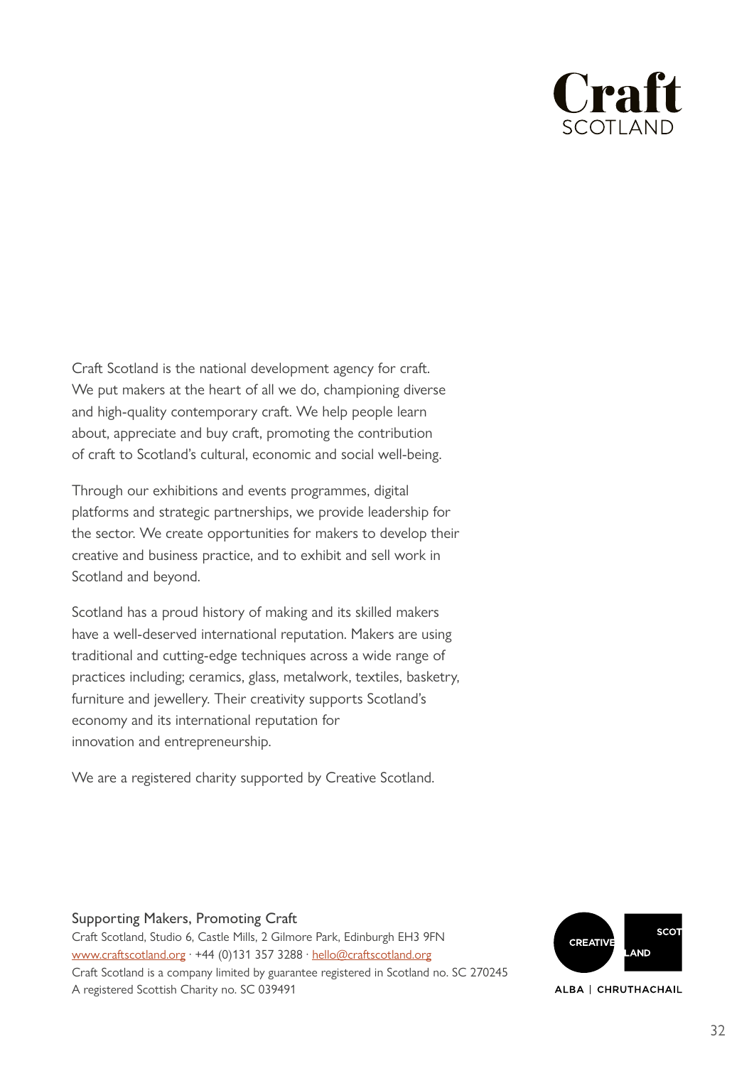Craft Scotland is the national development agency for craft. We put makers at the heart of all we do, championing diverse and high-quality contemporary craft. We help people learn about, appreciate and buy craft, promoting the contribution of craft to Scotland's cultural, economic and social well-being.

Through our exhibitions and events programmes, digital platforms and strategic partnerships, we provide leadership for the sector. We create opportunities for makers to develop their creative and business practice, and to exhibit and sell work in Scotland and beyond.

Scotland has a proud history of making and its skilled makers have a well-deserved international reputation. Makers are using traditional and cutting-edge techniques across a wide range of practices including; ceramics, glass, metalwork, textiles, basketry, furniture and jewellery. Their creativity supports Scotland's economy and its international reputation for innovation and entrepreneurship.

We are a registered charity supported by Creative Scotland.

Supporting Makers, Promoting Craft
Craft Scotland, Studio 6, Castle Mills, 2 Gilmore Park, Edinburgh EH3 9FN
www.craftscotland.org · +44 (0)131 357 3288 · hello@craftscotland.org
Craft Scotland is a company limited by guarantee registered in Scotland no. SC 270245
A registered Scottish Charity no. SC 039491

ALBA | CHRUTHACHAIL